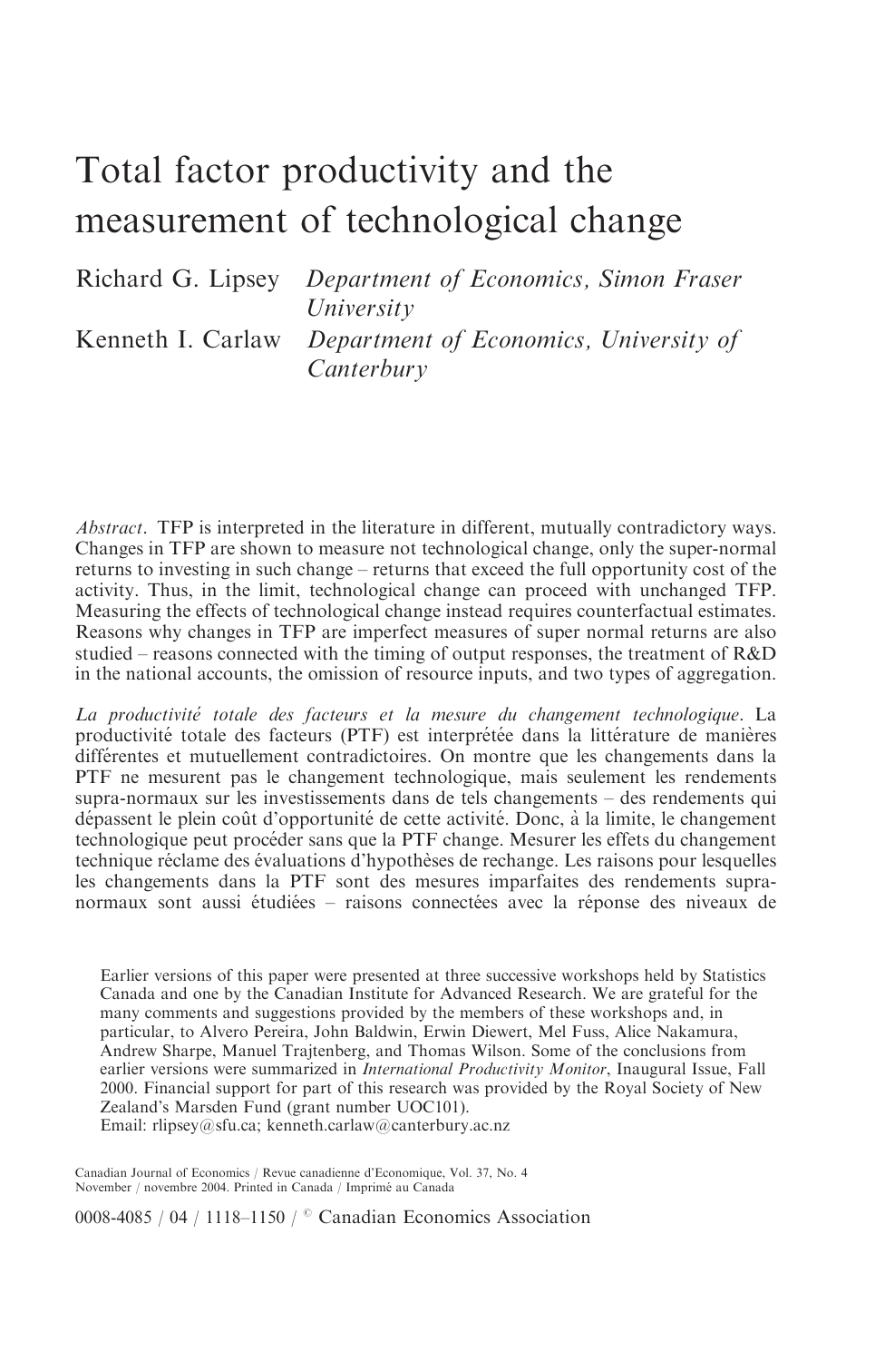# Total factor productivity and the measurement of technological change

Richard G. Lipsey *Department of Economics, Simon Fraser University*

Kenneth I. Carlaw *Department of Economics, University of Canterbury*

*Abstract*. TFP is interpreted in the literature in different, mutually contradictory ways. Changes in TFP are shown to measure not technological change, only the super-normal returns to investing in such change – returns that exceed the full opportunity cost of the activity. Thus, in the limit, technological change can proceed with unchanged TFP. Measuring the effects of technological change instead requires counterfactual estimates. Reasons why changes in TFP are imperfect measures of super normal returns are also studied – reasons connected with the timing of output responses, the treatment of R&D in the national accounts, the omission of resource inputs, and two types of aggregation.

*La productivité totale des facteurs et la mesure du changement technologique*. La productivité totale des facteurs (PTF) est interprétée dans la littérature de manières différentes et mutuellement contradictoires. On montre que les changements dans la PTF ne mesurent pas le changement technologique, mais seulement les rendements supra-normaux sur les investissements dans de tels changements – des rendements qui dépassent le plein coût d'opportunité de cette activité. Donc, à la limite, le changement technologique peut procéder sans que la PTF change. Mesurer les effets du changement technique réclame des évaluations d'hypothèses de rechange. Les raisons pour lesquelles les changements dans la PTF sont des mesures imparfaites des rendements supra-normaux sont aussi étudiées – raisons connectées avec la réponse des niveaux de

Earlier versions of this paper were presented at three successive workshops held by Statistics Canada and one by the Canadian Institute for Advanced Research. We are grateful for the many comments and suggestions provided by the members of these workshops and, in particular, to Alvero Pereira, John Baldwin, Erwin Diewert, Mel Fuss, Alice Nakamura, Andrew Sharpe, Manuel Trajtenberg, and Thomas Wilson. Some of the conclusions from earlier versions were summarized in *International Productivity Monitor*, Inaugural Issue, Fall 2000. Financial support for part of this research was provided by the Royal Society of New Zealand's Marsden Fund (grant number UOC101).
Email: rlipsey@sfu.ca; kenneth.carlaw@canterbury.ac.nz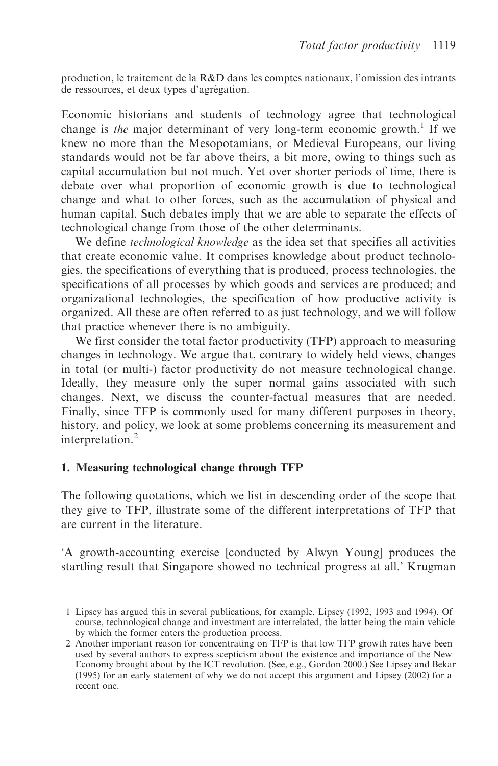production, le traitement de la R&D dans les comptes nationaux, l'omission des intrants de ressources, et deux types d'agrégation.

Economic historians and students of technology agree that technological change is *the* major determinant of very long-term economic growth.[1] If we knew no more than the Mesopotamians, or Medieval Europeans, our living standards would not be far above theirs, a bit more, owing to things such as capital accumulation but not much. Yet over shorter periods of time, there is debate over what proportion of economic growth is due to technological change and what to other forces, such as the accumulation of physical and human capital. Such debates imply that we are able to separate the effects of technological change from those of the other determinants.

We define *technological knowledge* as the idea set that specifies all activities that create economic value. It comprises knowledge about product technologies, the specifications of everything that is produced, process technologies, the specifications of all processes by which goods and services are produced; and organizational technologies, the specification of how productive activity is organized. All these are often referred to as just technology, and we will follow that practice whenever there is no ambiguity.

We first consider the total factor productivity (TFP) approach to measuring changes in technology. We argue that, contrary to widely held views, changes in total (or multi-) factor productivity do not measure technological change. Ideally, they measure only the super normal gains associated with such changes. Next, we discuss the counter-factual measures that are needed. Finally, since TFP is commonly used for many different purposes in theory, history, and policy, we look at some problems concerning its measurement and interpretation.[2]

## 1. Measuring technological change through TFP

The following quotations, which we list in descending order of the scope that they give to TFP, illustrate some of the different interpretations of TFP that are current in the literature.

'A growth-accounting exercise [conducted by Alwyn Young] produces the startling result that Singapore showed no technical progress at all.' Krugman

1 Lipsey has argued this in several publications, for example, Lipsey (1992, 1993 and 1994). Of course, technological change and investment are interrelated, the latter being the main vehicle by which the former enters the production process.

2 Another important reason for concentrating on TFP is that low TFP growth rates have been used by several authors to express scepticism about the existence and importance of the New Economy brought about by the ICT revolution. (See, e.g., Gordon 2000.) See Lipsey and Bekar (1995) for an early statement of why we do not accept this argument and Lipsey (2002) for a recent one.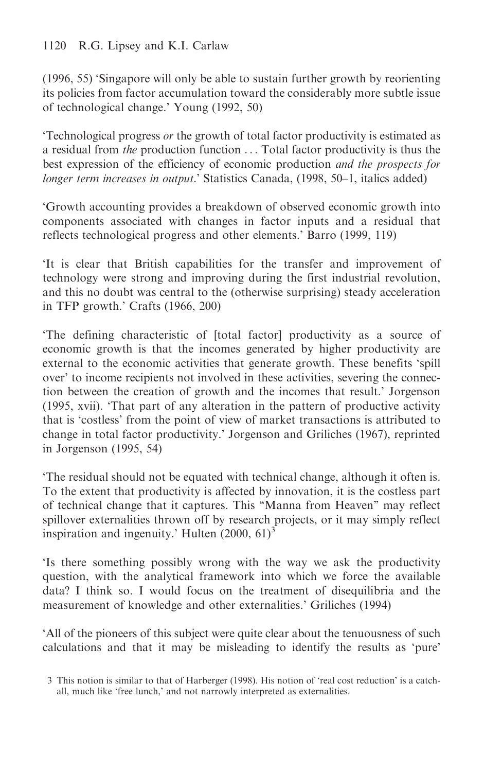(1996, 55) 'Singapore will only be able to sustain further growth by reorienting its policies from factor accumulation toward the considerably more subtle issue of technological change.' Young (1992, 50)

'Technological progress *or* the growth of total factor productivity is estimated as a residual from *the* production function ... Total factor productivity is thus the best expression of the efficiency of economic production *and the prospects for longer term increases in output*.' Statistics Canada, (1998, 50–1, italics added)

'Growth accounting provides a breakdown of observed economic growth into components associated with changes in factor inputs and a residual that reflects technological progress and other elements.' Barro (1999, 119)

'It is clear that British capabilities for the transfer and improvement of technology were strong and improving during the first industrial revolution, and this no doubt was central to the (otherwise surprising) steady acceleration in TFP growth.' Crafts (1966, 200)

'The defining characteristic of [total factor] productivity as a source of economic growth is that the incomes generated by higher productivity are external to the economic activities that generate growth. These benefits 'spill over' to income recipients not involved in these activities, severing the connection between the creation of growth and the incomes that result.' Jorgenson (1995, xvii). 'That part of any alteration in the pattern of productive activity that is 'costless' from the point of view of market transactions is attributed to change in total factor productivity.' Jorgenson and Griliches (1967), reprinted in Jorgenson (1995, 54)

'The residual should not be equated with technical change, although it often is. To the extent that productivity is affected by innovation, it is the costless part of technical change that it captures. This "Manna from Heaven" may reflect spillover externalities thrown off by research projects, or it may simply reflect inspiration and ingenuity.' Hulten (2000, 61)[3]

'Is there something possibly wrong with the way we ask the productivity question, with the analytical framework into which we force the available data? I think so. I would focus on the treatment of disequilibria and the measurement of knowledge and other externalities.' Griliches (1994)

'All of the pioneers of this subject were quite clear about the tenuousness of such calculations and that it may be misleading to identify the results as 'pure'

3 This notion is similar to that of Harberger (1998). His notion of 'real cost reduction' is a catch-all, much like 'free lunch,' and not narrowly interpreted as externalities.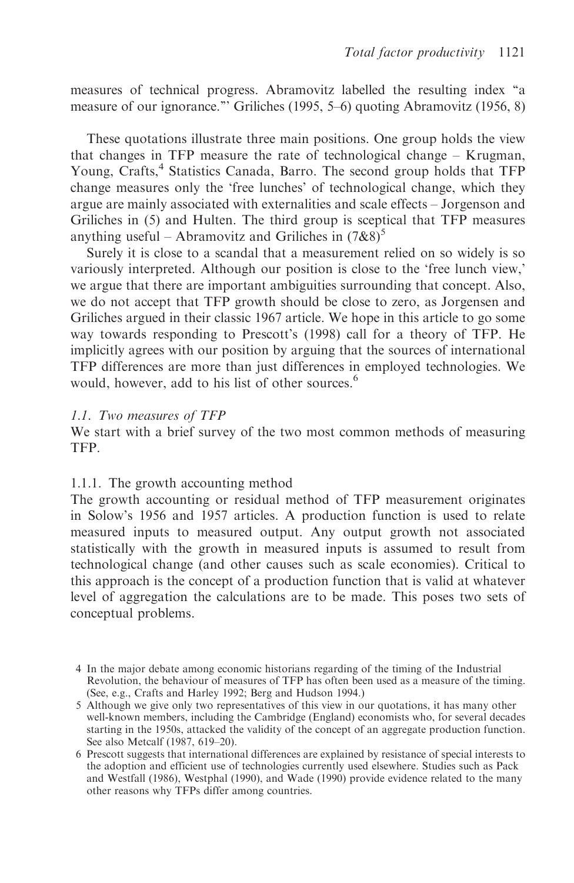measures of technical progress. Abramovitz labelled the resulting index "a measure of our ignorance."' Griliches (1995, 5–6) quoting Abramovitz (1956, 8)

These quotations illustrate three main positions. One group holds the view that changes in TFP measure the rate of technological change – Krugman, Young, Crafts,[4] Statistics Canada, Barro. The second group holds that TFP change measures only the 'free lunches' of technological change, which they argue are mainly associated with externalities and scale effects – Jorgenson and Griliches in (5) and Hulten. The third group is sceptical that TFP measures anything useful – Abramovitz and Griliches in (7&8)[5]

Surely it is close to a scandal that a measurement relied on so widely is so variously interpreted. Although our position is close to the 'free lunch view,' we argue that there are important ambiguities surrounding that concept. Also, we do not accept that TFP growth should be close to zero, as Jorgensen and Griliches argued in their classic 1967 article. We hope in this article to go some way towards responding to Prescott's (1998) call for a theory of TFP. He implicitly agrees with our position by arguing that the sources of international TFP differences are more than just differences in employed technologies. We would, however, add to his list of other sources.[6]

### *1.1. Two measures of TFP*

We start with a brief survey of the two most common methods of measuring TFP.

#### 1.1.1. The growth accounting method

The growth accounting or residual method of TFP measurement originates in Solow's 1956 and 1957 articles. A production function is used to relate measured inputs to measured output. Any output growth not associated statistically with the growth in measured inputs is assumed to result from technological change (and other causes such as scale economies). Critical to this approach is the concept of a production function that is valid at whatever level of aggregation the calculations are to be made. This poses two sets of conceptual problems.

---

4 In the major debate among economic historians regarding of the timing of the Industrial Revolution, the behaviour of measures of TFP has often been used as a measure of the timing. (See, e.g., Crafts and Harley 1992; Berg and Hudson 1994.)

5 Although we give only two representatives of this view in our quotations, it has many other well-known members, including the Cambridge (England) economists who, for several decades starting in the 1950s, attacked the validity of the concept of an aggregate production function. See also Metcalf (1987, 619–20).

6 Prescott suggests that international differences are explained by resistance of special interests to the adoption and efficient use of technologies currently used elsewhere. Studies such as Pack and Westfall (1986), Westphal (1990), and Wade (1990) provide evidence related to the many other reasons why TFPs differ among countries.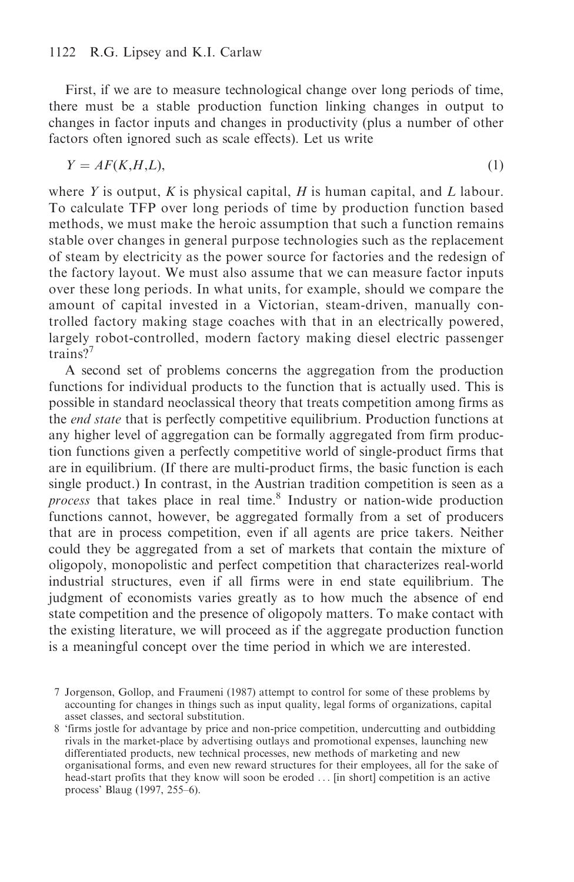First, if we are to measure technological change over long periods of time, there must be a stable production function linking changes in output to changes in factor inputs and changes in productivity (plus a number of other factors often ignored such as scale effects). Let us write

$$Y = AF(K,H,L), \tag{1}$$

where $Y$ is output, $K$ is physical capital, $H$ is human capital, and $L$ labour. To calculate TFP over long periods of time by production function based methods, we must make the heroic assumption that such a function remains stable over changes in general purpose technologies such as the replacement of steam by electricity as the power source for factories and the redesign of the factory layout. We must also assume that we can measure factor inputs over these long periods. In what units, for example, should we compare the amount of capital invested in a Victorian, steam-driven, manually controlled factory making stage coaches with that in an electrically powered, largely robot-controlled, modern factory making diesel electric passenger trains?[7]

A second set of problems concerns the aggregation from the production functions for individual products to the function that is actually used. This is possible in standard neoclassical theory that treats competition among firms as the *end state* that is perfectly competitive equilibrium. Production functions at any higher level of aggregation can be formally aggregated from firm production functions given a perfectly competitive world of single-product firms that are in equilibrium. (If there are multi-product firms, the basic function is each single product.) In contrast, in the Austrian tradition competition is seen as a *process* that takes place in real time.[8] Industry or nation-wide production functions cannot, however, be aggregated formally from a set of producers that are in process competition, even if all agents are price takers. Neither could they be aggregated from a set of markets that contain the mixture of oligopoly, monopolistic and perfect competition that characterizes real-world industrial structures, even if all firms were in end state equilibrium. The judgment of economists varies greatly as to how much the absence of end state competition and the presence of oligopoly matters. To make contact with the existing literature, we will proceed as if the aggregate production function is a meaningful concept over the time period in which we are interested.

7 Jorgenson, Gollop, and Fraumeni (1987) attempt to control for some of these problems by accounting for changes in things such as input quality, legal forms of organizations, capital asset classes, and sectoral substitution.

8 'firms jostle for advantage by price and non-price competition, undercutting and outbidding rivals in the market-place by advertising outlays and promotional expenses, launching new differentiated products, new technical processes, new methods of marketing and new organisational forms, and even new reward structures for their employees, all for the sake of head-start profits that they know will soon be eroded ... [in short] competition is an active process' Blaug (1997, 255–6).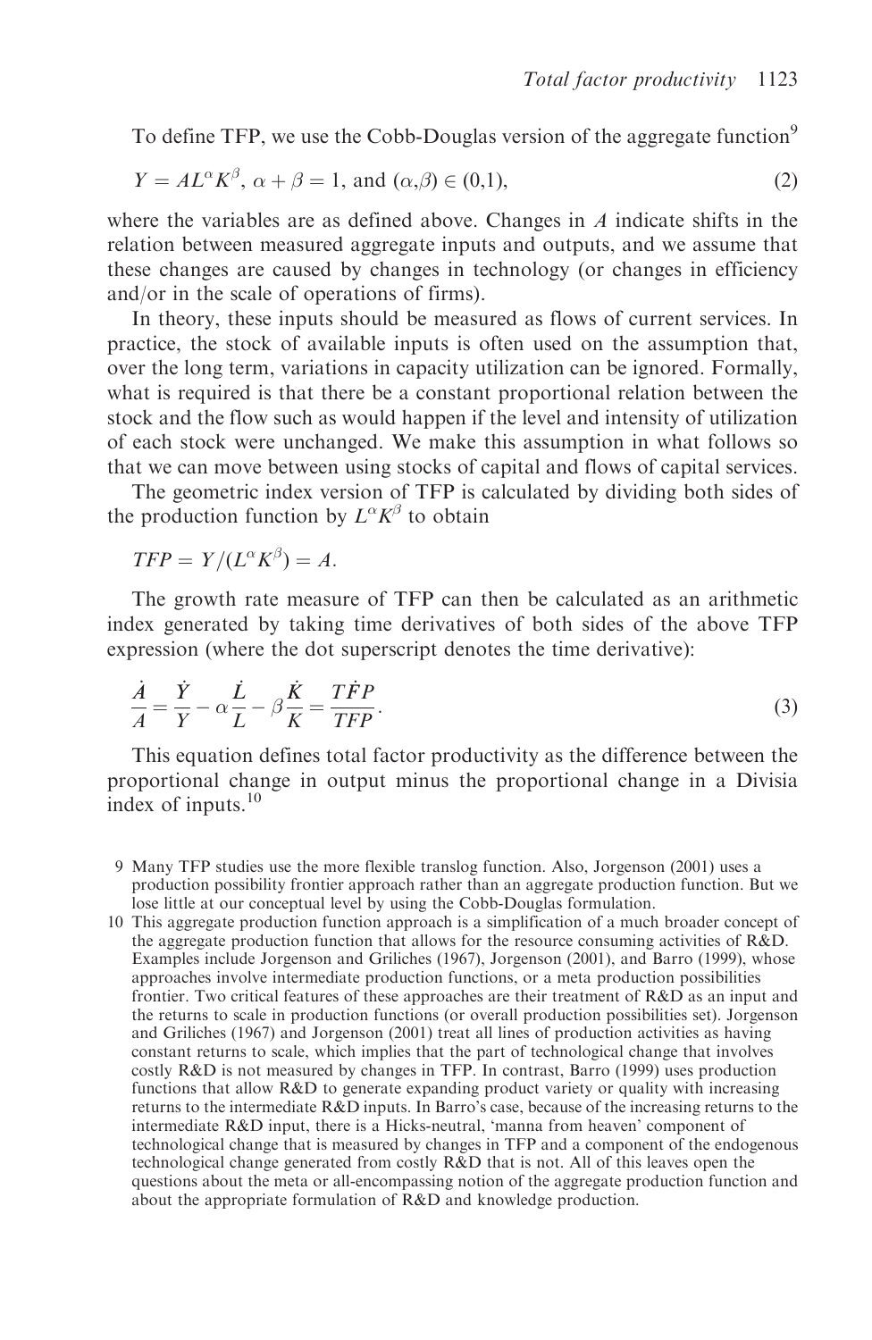To define TFP, we use the Cobb-Douglas version of the aggregate function[9]

$$Y = AL^{\alpha}K^{\beta},\ \alpha + \beta = 1, \text{ and } (\alpha,\beta) \in (0,1), \tag{2}$$

where the variables are as defined above. Changes in $A$ indicate shifts in the relation between measured aggregate inputs and outputs, and we assume that these changes are caused by changes in technology (or changes in efficiency and/or in the scale of operations of firms).

In theory, these inputs should be measured as flows of current services. In practice, the stock of available inputs is often used on the assumption that, over the long term, variations in capacity utilization can be ignored. Formally, what is required is that there be a constant proportional relation between the stock and the flow such as would happen if the level and intensity of utilization of each stock were unchanged. We make this assumption in what follows so that we can move between using stocks of capital and flows of capital services.

The geometric index version of TFP is calculated by dividing both sides of the production function by $L^{\alpha}K^{\beta}$ to obtain

$$TFP = Y/(L^{\alpha}K^{\beta}) = A.$$

The growth rate measure of TFP can then be calculated as an arithmetic index generated by taking time derivatives of both sides of the above TFP expression (where the dot superscript denotes the time derivative):

$$\frac{\dot{A}}{A} = \frac{\dot{Y}}{Y} - \alpha\frac{\dot{L}}{L} - \beta\frac{\dot{K}}{K} = \frac{T\dot{F}P}{TFP}. \tag{3}$$

This equation defines total factor productivity as the difference between the proportional change in output minus the proportional change in a Divisia index of inputs.[10]

9 Many TFP studies use the more flexible translog function. Also, Jorgenson (2001) uses a production possibility frontier approach rather than an aggregate production function. But we lose little at our conceptual level by using the Cobb-Douglas formulation.

10 This aggregate production function approach is a simplification of a much broader concept of the aggregate production function that allows for the resource consuming activities of R&D. Examples include Jorgenson and Griliches (1967), Jorgenson (2001), and Barro (1999), whose approaches involve intermediate production functions, or a meta production possibilities frontier. Two critical features of these approaches are their treatment of R&D as an input and the returns to scale in production functions (or overall production possibilities set). Jorgenson and Griliches (1967) and Jorgenson (2001) treat all lines of production activities as having constant returns to scale, which implies that the part of technological change that involves costly R&D is not measured by changes in TFP. In contrast, Barro (1999) uses production functions that allow R&D to generate expanding product variety or quality with increasing returns to the intermediate R&D inputs. In Barro's case, because of the increasing returns to the intermediate R&D input, there is a Hicks-neutral, 'manna from heaven' component of technological change that is measured by changes in TFP and a component of the endogenous technological change generated from costly R&D that is not. All of this leaves open the questions about the meta or all-encompassing notion of the aggregate production function and about the appropriate formulation of R&D and knowledge production.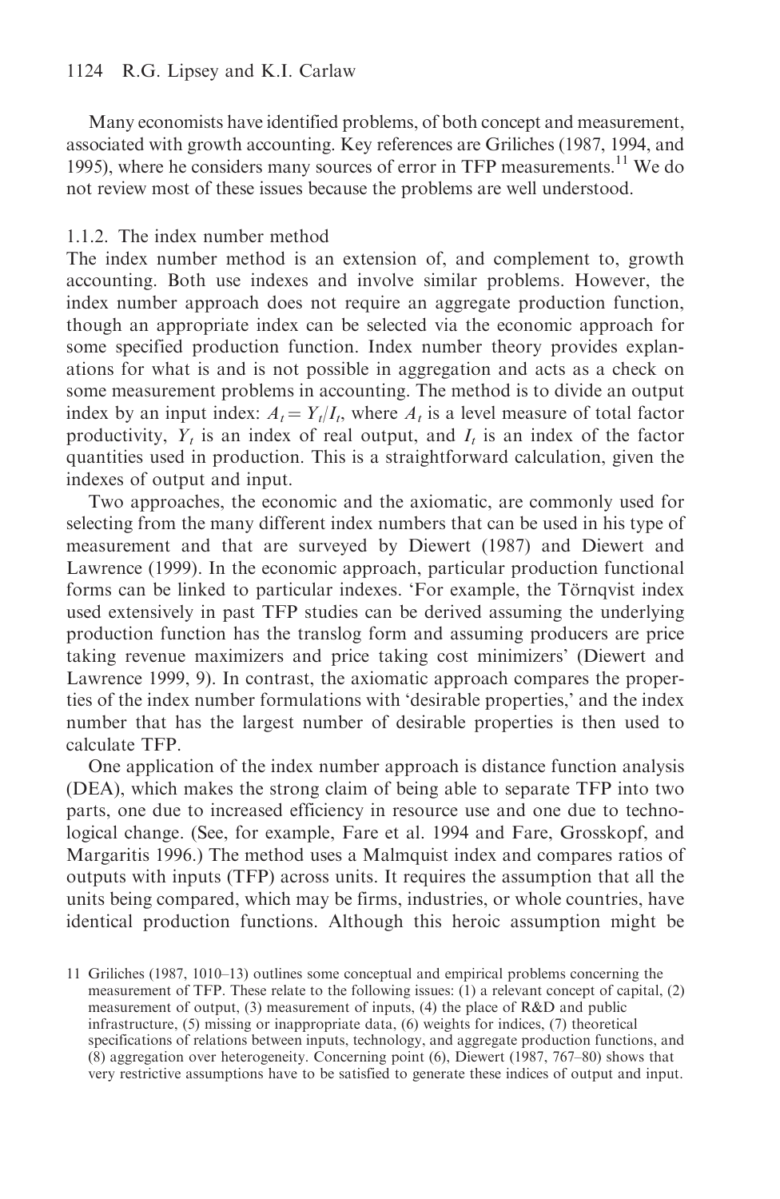Many economists have identified problems, of both concept and measurement, associated with growth accounting. Key references are Griliches (1987, 1994, and 1995), where he considers many sources of error in TFP measurements.[11] We do not review most of these issues because the problems are well understood.

### 1.1.2. The index number method

The index number method is an extension of, and complement to, growth accounting. Both use indexes and involve similar problems. However, the index number approach does not require an aggregate production function, though an appropriate index can be selected via the economic approach for some specified production function. Index number theory provides explanations for what is and is not possible in aggregation and acts as a check on some measurement problems in accounting. The method is to divide an output index by an input index: $A_t = Y_t/I_t$, where $A_t$ is a level measure of total factor productivity, $Y_t$ is an index of real output, and $I_t$ is an index of the factor quantities used in production. This is a straightforward calculation, given the indexes of output and input.

Two approaches, the economic and the axiomatic, are commonly used for selecting from the many different index numbers that can be used in his type of measurement and that are surveyed by Diewert (1987) and Diewert and Lawrence (1999). In the economic approach, particular production functional forms can be linked to particular indexes. 'For example, the Törnqvist index used extensively in past TFP studies can be derived assuming the underlying production function has the translog form and assuming producers are price taking revenue maximizers and price taking cost minimizers' (Diewert and Lawrence 1999, 9). In contrast, the axiomatic approach compares the properties of the index number formulations with 'desirable properties,' and the index number that has the largest number of desirable properties is then used to calculate TFP.

One application of the index number approach is distance function analysis (DEA), which makes the strong claim of being able to separate TFP into two parts, one due to increased efficiency in resource use and one due to technological change. (See, for example, Fare et al. 1994 and Fare, Grosskopf, and Margaritis 1996.) The method uses a Malmquist index and compares ratios of outputs with inputs (TFP) across units. It requires the assumption that all the units being compared, which may be firms, industries, or whole countries, have identical production functions. Although this heroic assumption might be

11 Griliches (1987, 1010–13) outlines some conceptual and empirical problems concerning the measurement of TFP. These relate to the following issues: (1) a relevant concept of capital, (2) measurement of output, (3) measurement of inputs, (4) the place of R&D and public infrastructure, (5) missing or inappropriate data, (6) weights for indices, (7) theoretical specifications of relations between inputs, technology, and aggregate production functions, and (8) aggregation over heterogeneity. Concerning point (6), Diewert (1987, 767–80) shows that very restrictive assumptions have to be satisfied to generate these indices of output and input.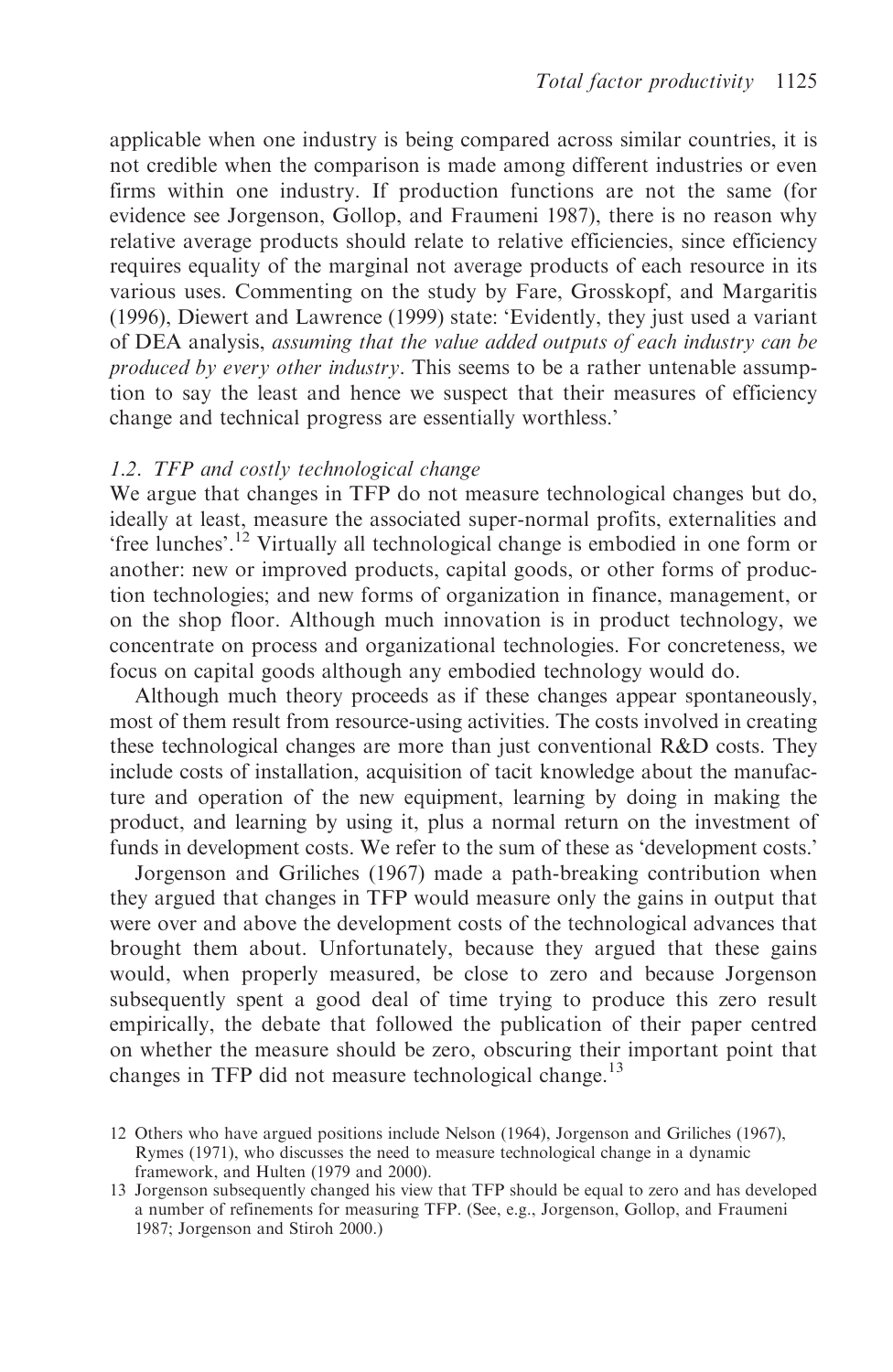applicable when one industry is being compared across similar countries, it is not credible when the comparison is made among different industries or even firms within one industry. If production functions are not the same (for evidence see Jorgenson, Gollop, and Fraumeni 1987), there is no reason why relative average products should relate to relative efficiencies, since efficiency requires equality of the marginal not average products of each resource in its various uses. Commenting on the study by Fare, Grosskopf, and Margaritis (1996), Diewert and Lawrence (1999) state: 'Evidently, they just used a variant of DEA analysis, *assuming that the value added outputs of each industry can be produced by every other industry*. This seems to be a rather untenable assumption to say the least and hence we suspect that their measures of efficiency change and technical progress are essentially worthless.'

### *1.2. TFP and costly technological change*

We argue that changes in TFP do not measure technological changes but do, ideally at least, measure the associated super-normal profits, externalities and 'free lunches'.[12] Virtually all technological change is embodied in one form or another: new or improved products, capital goods, or other forms of production technologies; and new forms of organization in finance, management, or on the shop floor. Although much innovation is in product technology, we concentrate on process and organizational technologies. For concreteness, we focus on capital goods although any embodied technology would do.

Although much theory proceeds as if these changes appear spontaneously, most of them result from resource-using activities. The costs involved in creating these technological changes are more than just conventional R&D costs. They include costs of installation, acquisition of tacit knowledge about the manufacture and operation of the new equipment, learning by doing in making the product, and learning by using it, plus a normal return on the investment of funds in development costs. We refer to the sum of these as 'development costs.'

Jorgenson and Griliches (1967) made a path-breaking contribution when they argued that changes in TFP would measure only the gains in output that were over and above the development costs of the technological advances that brought them about. Unfortunately, because they argued that these gains would, when properly measured, be close to zero and because Jorgenson subsequently spent a good deal of time trying to produce this zero result empirically, the debate that followed the publication of their paper centred on whether the measure should be zero, obscuring their important point that changes in TFP did not measure technological change.[13]

12 Others who have argued positions include Nelson (1964), Jorgenson and Griliches (1967), Rymes (1971), who discusses the need to measure technological change in a dynamic framework, and Hulten (1979 and 2000).

13 Jorgenson subsequently changed his view that TFP should be equal to zero and has developed a number of refinements for measuring TFP. (See, e.g., Jorgenson, Gollop, and Fraumeni 1987; Jorgenson and Stiroh 2000.)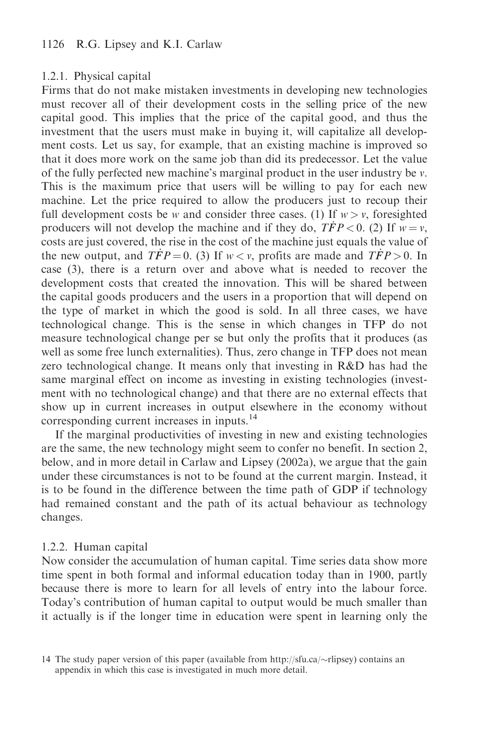### 1.2.1. Physical capital

Firms that do not make mistaken investments in developing new technologies must recover all of their development costs in the selling price of the new capital good. This implies that the price of the capital good, and thus the investment that the users must make in buying it, will capitalize all development costs. Let us say, for example, that an existing machine is improved so that it does more work on the same job than did its predecessor. Let the value of the fully perfected new machine's marginal product in the user industry be $v$. This is the maximum price that users will be willing to pay for each new machine. Let the price required to allow the producers just to recoup their full development costs be $w$ and consider three cases. (1) If $w > v$, foresighted producers will not develop the machine and if they do, $T\dot{F}P < 0$. (2) If $w = v$, costs are just covered, the rise in the cost of the machine just equals the value of the new output, and $T\dot{F}P = 0$. (3) If $w < v$, profits are made and $T\dot{F}P > 0$. In case (3), there is a return over and above what is needed to recover the development costs that created the innovation. This will be shared between the capital goods producers and the users in a proportion that will depend on the type of market in which the good is sold. In all three cases, we have technological change. This is the sense in which changes in TFP do not measure technological change per se but only the profits that it produces (as well as some free lunch externalities). Thus, zero change in TFP does not mean zero technological change. It means only that investing in R&D has had the same marginal effect on income as investing in existing technologies (investment with no technological change) and that there are no external effects that show up in current increases in output elsewhere in the economy without corresponding current increases in inputs.[14]

If the marginal productivities of investing in new and existing technologies are the same, the new technology might seem to confer no benefit. In section 2, below, and in more detail in Carlaw and Lipsey (2002a), we argue that the gain under these circumstances is not to be found at the current margin. Instead, it is to be found in the difference between the time path of GDP if technology had remained constant and the path of its actual behaviour as technology changes.

### 1.2.2. Human capital

Now consider the accumulation of human capital. Time series data show more time spent in both formal and informal education today than in 1900, partly because there is more to learn for all levels of entry into the labour force. Today's contribution of human capital to output would be much smaller than it actually is if the longer time in education were spent in learning only the

14 The study paper version of this paper (available from http://sfu.ca/~rlipsey) contains an appendix in which this case is investigated in much more detail.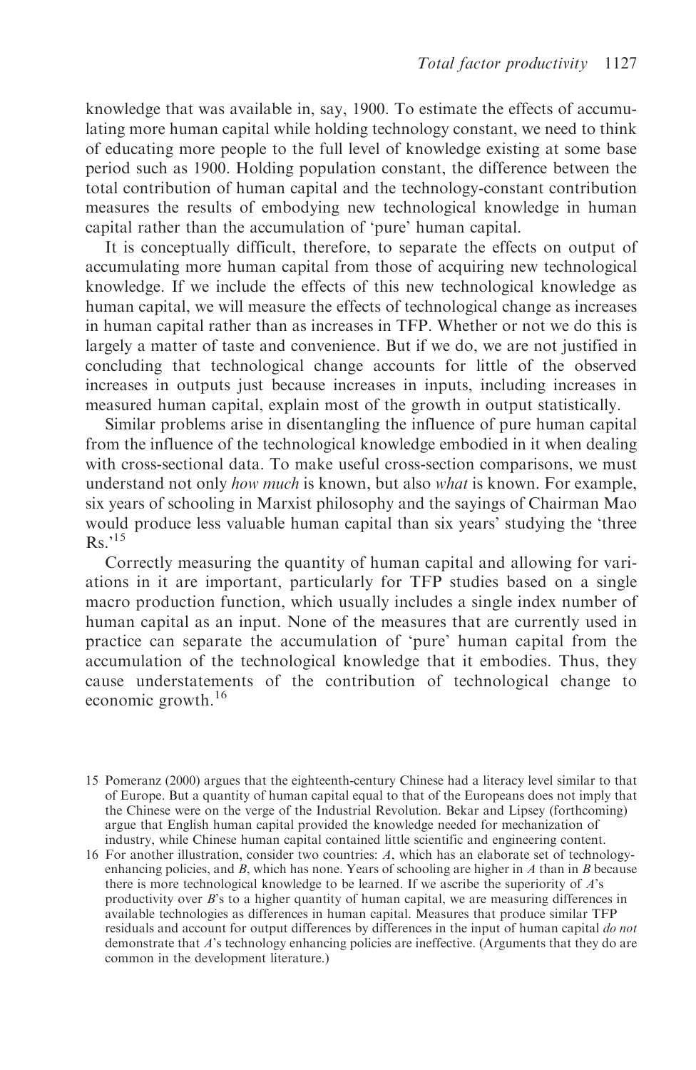knowledge that was available in, say, 1900. To estimate the effects of accumulating more human capital while holding technology constant, we need to think of educating more people to the full level of knowledge existing at some base period such as 1900. Holding population constant, the difference between the total contribution of human capital and the technology-constant contribution measures the results of embodying new technological knowledge in human capital rather than the accumulation of 'pure' human capital.

It is conceptually difficult, therefore, to separate the effects on output of accumulating more human capital from those of acquiring new technological knowledge. If we include the effects of this new technological knowledge as human capital, we will measure the effects of technological change as increases in human capital rather than as increases in TFP. Whether or not we do this is largely a matter of taste and convenience. But if we do, we are not justified in concluding that technological change accounts for little of the observed increases in outputs just because increases in inputs, including increases in measured human capital, explain most of the growth in output statistically.

Similar problems arise in disentangling the influence of pure human capital from the influence of the technological knowledge embodied in it when dealing with cross-sectional data. To make useful cross-section comparisons, we must understand not only *how much* is known, but also *what* is known. For example, six years of schooling in Marxist philosophy and the sayings of Chairman Mao would produce less valuable human capital than six years' studying the 'three Rs.'[15]

Correctly measuring the quantity of human capital and allowing for variations in it are important, particularly for TFP studies based on a single macro production function, which usually includes a single index number of human capital as an input. None of the measures that are currently used in practice can separate the accumulation of 'pure' human capital from the accumulation of the technological knowledge that it embodies. Thus, they cause understatements of the contribution of technological change to economic growth.[16]

15 Pomeranz (2000) argues that the eighteenth-century Chinese had a literacy level similar to that of Europe. But a quantity of human capital equal to that of the Europeans does not imply that the Chinese were on the verge of the Industrial Revolution. Bekar and Lipsey (forthcoming) argue that English human capital provided the knowledge needed for mechanization of industry, while Chinese human capital contained little scientific and engineering content.

16 For another illustration, consider two countries: *A*, which has an elaborate set of technology-enhancing policies, and *B*, which has none. Years of schooling are higher in *A* than in *B* because there is more technological knowledge to be learned. If we ascribe the superiority of *A*'s productivity over *B*'s to a higher quantity of human capital, we are measuring differences in available technologies as differences in human capital. Measures that produce similar TFP residuals and account for output differences by differences in the input of human capital *do not* demonstrate that *A*'s technology enhancing policies are ineffective. (Arguments that they do are common in the development literature.)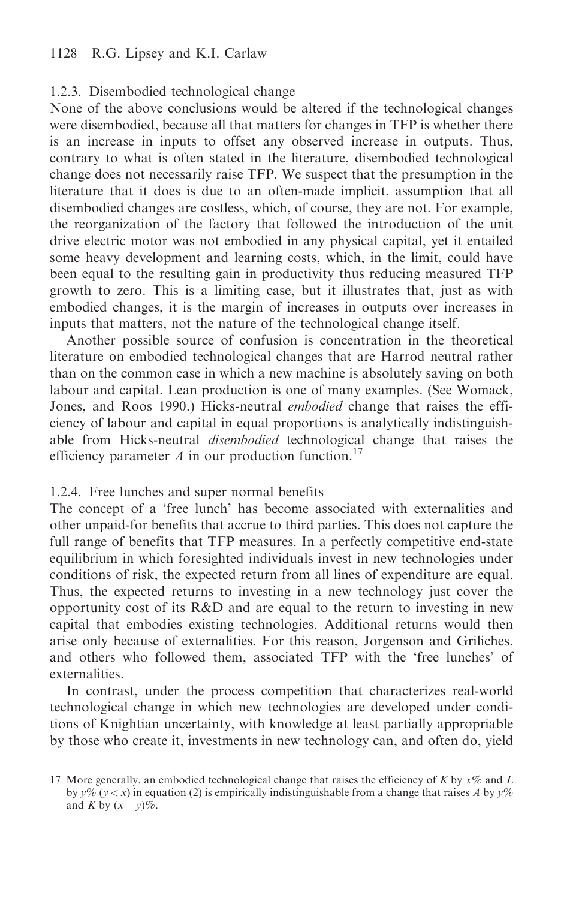### 1.2.3. Disembodied technological change

None of the above conclusions would be altered if the technological changes were disembodied, because all that matters for changes in TFP is whether there is an increase in inputs to offset any observed increase in outputs. Thus, contrary to what is often stated in the literature, disembodied technological change does not necessarily raise TFP. We suspect that the presumption in the literature that it does is due to an often-made implicit, assumption that all disembodied changes are costless, which, of course, they are not. For example, the reorganization of the factory that followed the introduction of the unit drive electric motor was not embodied in any physical capital, yet it entailed some heavy development and learning costs, which, in the limit, could have been equal to the resulting gain in productivity thus reducing measured TFP growth to zero. This is a limiting case, but it illustrates that, just as with embodied changes, it is the margin of increases in outputs over increases in inputs that matters, not the nature of the technological change itself.

Another possible source of confusion is concentration in the theoretical literature on embodied technological changes that are Harrod neutral rather than on the common case in which a new machine is absolutely saving on both labour and capital. Lean production is one of many examples. (See Womack, Jones, and Roos 1990.) Hicks-neutral *embodied* change that raises the efficiency of labour and capital in equal proportions is analytically indistinguishable from Hicks-neutral *disembodied* technological change that raises the efficiency parameter $A$ in our production function.[17]

### 1.2.4. Free lunches and super normal benefits

The concept of a 'free lunch' has become associated with externalities and other unpaid-for benefits that accrue to third parties. This does not capture the full range of benefits that TFP measures. In a perfectly competitive end-state equilibrium in which foresighted individuals invest in new technologies under conditions of risk, the expected return from all lines of expenditure are equal. Thus, the expected returns to investing in a new technology just cover the opportunity cost of its R&D and are equal to the return to investing in new capital that embodies existing technologies. Additional returns would then arise only because of externalities. For this reason, Jorgenson and Griliches, and others who followed them, associated TFP with the 'free lunches' of externalities.

In contrast, under the process competition that characterizes real-world technological change in which new technologies are developed under conditions of Knightian uncertainty, with knowledge at least partially appropriable by those who create it, investments in new technology can, and often do, yield

17 More generally, an embodied technological change that raises the efficiency of $K$ by $x\%$ and $L$ by $y\%$ ($y < x$) in equation (2) is empirically indistinguishable from a change that raises $A$ by $y\%$ and $K$ by $(x - y)\%$.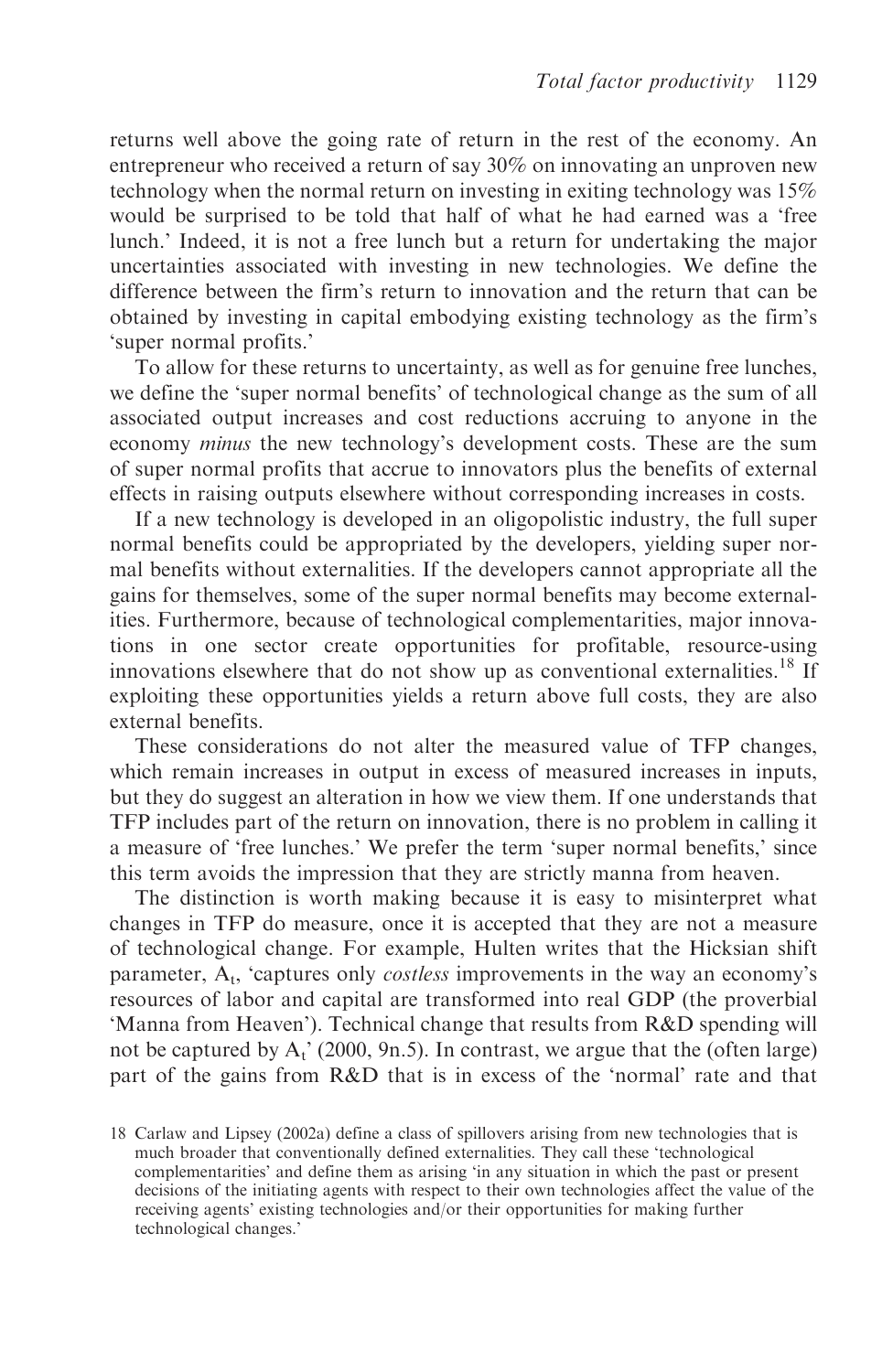returns well above the going rate of return in the rest of the economy. An entrepreneur who received a return of say 30% on innovating an unproven new technology when the normal return on investing in exiting technology was 15% would be surprised to be told that half of what he had earned was a 'free lunch.' Indeed, it is not a free lunch but a return for undertaking the major uncertainties associated with investing in new technologies. We define the difference between the firm's return to innovation and the return that can be obtained by investing in capital embodying existing technology as the firm's 'super normal profits.'

To allow for these returns to uncertainty, as well as for genuine free lunches, we define the 'super normal benefits' of technological change as the sum of all associated output increases and cost reductions accruing to anyone in the economy *minus* the new technology's development costs. These are the sum of super normal profits that accrue to innovators plus the benefits of external effects in raising outputs elsewhere without corresponding increases in costs.

If a new technology is developed in an oligopolistic industry, the full super normal benefits could be appropriated by the developers, yielding super normal benefits without externalities. If the developers cannot appropriate all the gains for themselves, some of the super normal benefits may become externalities. Furthermore, because of technological complementarities, major innovations in one sector create opportunities for profitable, resource-using innovations elsewhere that do not show up as conventional externalities.[18] If exploiting these opportunities yields a return above full costs, they are also external benefits.

These considerations do not alter the measured value of TFP changes, which remain increases in output in excess of measured increases in inputs, but they do suggest an alteration in how we view them. If one understands that TFP includes part of the return on innovation, there is no problem in calling it a measure of 'free lunches.' We prefer the term 'super normal benefits,' since this term avoids the impression that they are strictly manna from heaven.

The distinction is worth making because it is easy to misinterpret what changes in TFP do measure, once it is accepted that they are not a measure of technological change. For example, Hulten writes that the Hicksian shift parameter, $A_t$, 'captures only *costless* improvements in the way an economy's resources of labor and capital are transformed into real GDP (the proverbial 'Manna from Heaven'). Technical change that results from R&D spending will not be captured by $A_t$' (2000, 9n.5). In contrast, we argue that the (often large) part of the gains from R&D that is in excess of the 'normal' rate and that

18 Carlaw and Lipsey (2002a) define a class of spillovers arising from new technologies that is much broader that conventionally defined externalities. They call these 'technological complementarities' and define them as arising 'in any situation in which the past or present decisions of the initiating agents with respect to their own technologies affect the value of the receiving agents' existing technologies and/or their opportunities for making further technological changes.'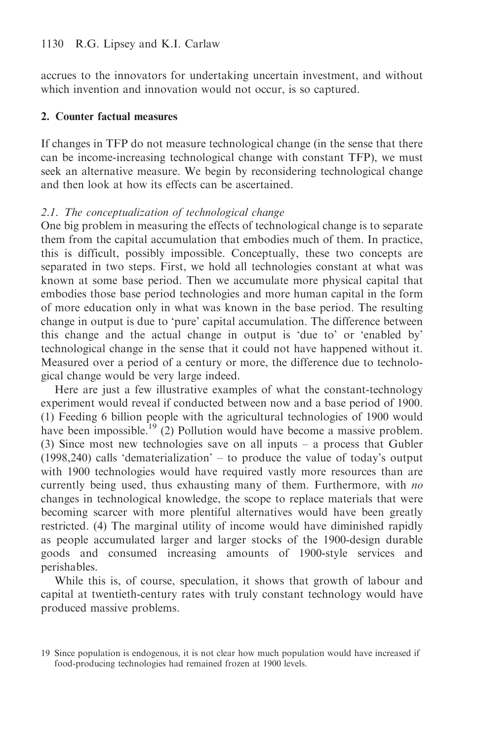accrues to the innovators for undertaking uncertain investment, and without which invention and innovation would not occur, is so captured.

## 2. Counter factual measures

If changes in TFP do not measure technological change (in the sense that there can be income-increasing technological change with constant TFP), we must seek an alternative measure. We begin by reconsidering technological change and then look at how its effects can be ascertained.

### *2.1. The conceptualization of technological change*

One big problem in measuring the effects of technological change is to separate them from the capital accumulation that embodies much of them. In practice, this is difficult, possibly impossible. Conceptually, these two concepts are separated in two steps. First, we hold all technologies constant at what was known at some base period. Then we accumulate more physical capital that embodies those base period technologies and more human capital in the form of more education only in what was known in the base period. The resulting change in output is due to 'pure' capital accumulation. The difference between this change and the actual change in output is 'due to' or 'enabled by' technological change in the sense that it could not have happened without it. Measured over a period of a century or more, the difference due to technological change would be very large indeed.

Here are just a few illustrative examples of what the constant-technology experiment would reveal if conducted between now and a base period of 1900. (1) Feeding 6 billion people with the agricultural technologies of 1900 would have been impossible.[19] (2) Pollution would have become a massive problem. (3) Since most new technologies save on all inputs – a process that Gubler (1998,240) calls 'dematerialization' – to produce the value of today's output with 1900 technologies would have required vastly more resources than are currently being used, thus exhausting many of them. Furthermore, with *no* changes in technological knowledge, the scope to replace materials that were becoming scarcer with more plentiful alternatives would have been greatly restricted. (4) The marginal utility of income would have diminished rapidly as people accumulated larger and larger stocks of the 1900-design durable goods and consumed increasing amounts of 1900-style services and perishables.

While this is, of course, speculation, it shows that growth of labour and capital at twentieth-century rates with truly constant technology would have produced massive problems.

---

19 Since population is endogenous, it is not clear how much population would have increased if food-producing technologies had remained frozen at 1900 levels.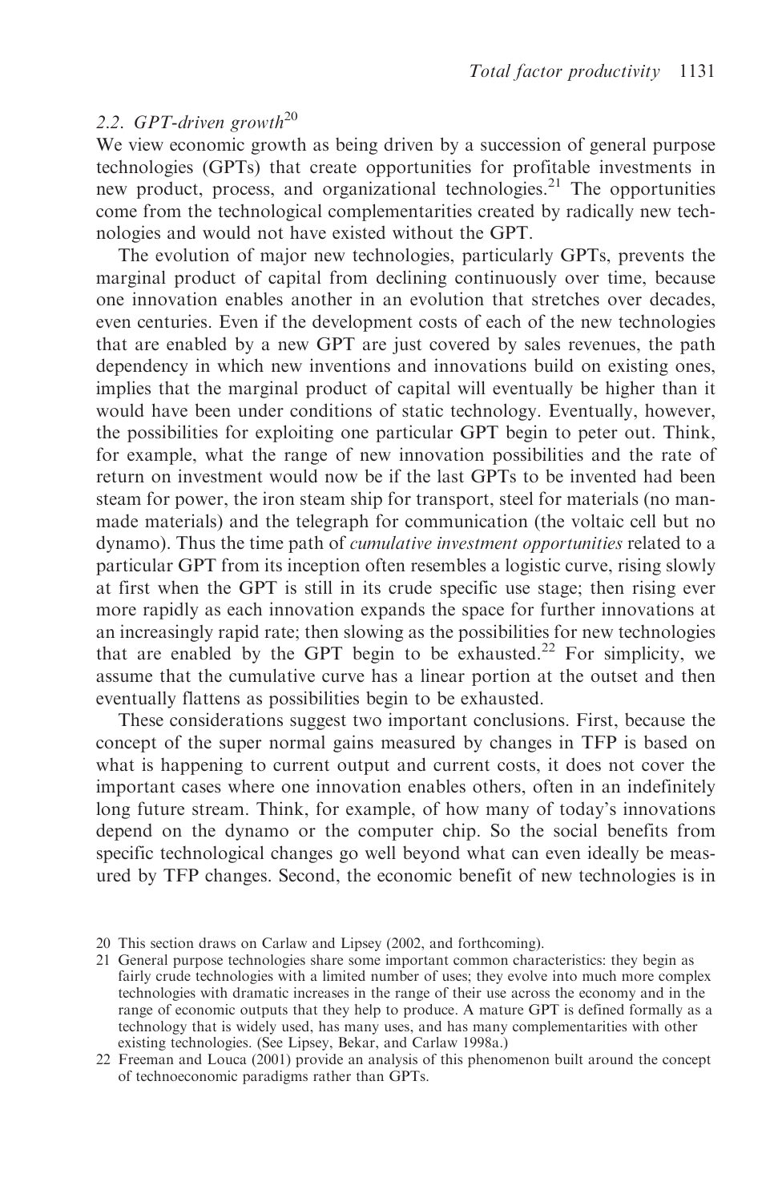### 2.2. *GPT-driven growth*[20]

We view economic growth as being driven by a succession of general purpose technologies (GPTs) that create opportunities for profitable investments in new product, process, and organizational technologies.[21] The opportunities come from the technological complementarities created by radically new technologies and would not have existed without the GPT.

The evolution of major new technologies, particularly GPTs, prevents the marginal product of capital from declining continuously over time, because one innovation enables another in an evolution that stretches over decades, even centuries. Even if the development costs of each of the new technologies that are enabled by a new GPT are just covered by sales revenues, the path dependency in which new inventions and innovations build on existing ones, implies that the marginal product of capital will eventually be higher than it would have been under conditions of static technology. Eventually, however, the possibilities for exploiting one particular GPT begin to peter out. Think, for example, what the range of new innovation possibilities and the rate of return on investment would now be if the last GPTs to be invented had been steam for power, the iron steam ship for transport, steel for materials (no man-made materials) and the telegraph for communication (the voltaic cell but no dynamo). Thus the time path of *cumulative investment opportunities* related to a particular GPT from its inception often resembles a logistic curve, rising slowly at first when the GPT is still in its crude specific use stage; then rising ever more rapidly as each innovation expands the space for further innovations at an increasingly rapid rate; then slowing as the possibilities for new technologies that are enabled by the GPT begin to be exhausted.[22] For simplicity, we assume that the cumulative curve has a linear portion at the outset and then eventually flattens as possibilities begin to be exhausted.

These considerations suggest two important conclusions. First, because the concept of the super normal gains measured by changes in TFP is based on what is happening to current output and current costs, it does not cover the important cases where one innovation enables others, often in an indefinitely long future stream. Think, for example, of how many of today's innovations depend on the dynamo or the computer chip. So the social benefits from specific technological changes go well beyond what can even ideally be measured by TFP changes. Second, the economic benefit of new technologies is in

20 This section draws on Carlaw and Lipsey (2002, and forthcoming).

21 General purpose technologies share some important common characteristics: they begin as fairly crude technologies with a limited number of uses; they evolve into much more complex technologies with dramatic increases in the range of their use across the economy and in the range of economic outputs that they help to produce. A mature GPT is defined formally as a technology that is widely used, has many uses, and has many complementarities with other existing technologies. (See Lipsey, Bekar, and Carlaw 1998a.)

22 Freeman and Louca (2001) provide an analysis of this phenomenon built around the concept of technoeconomic paradigms rather than GPTs.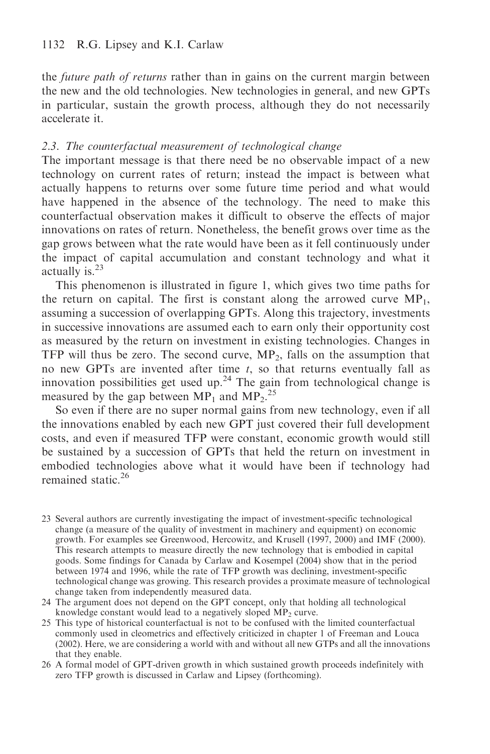the *future path of returns* rather than in gains on the current margin between the new and the old technologies. New technologies in general, and new GPTs in particular, sustain the growth process, although they do not necessarily accelerate it.

### 2.3. The counterfactual measurement of technological change

The important message is that there need be no observable impact of a new technology on current rates of return; instead the impact is between what actually happens to returns over some future time period and what would have happened in the absence of the technology. The need to make this counterfactual observation makes it difficult to observe the effects of major innovations on rates of return. Nonetheless, the benefit grows over time as the gap grows between what the rate would have been as it fell continuously under the impact of capital accumulation and constant technology and what it actually is.[23]

This phenomenon is illustrated in figure 1, which gives two time paths for the return on capital. The first is constant along the arrowed curve $MP_1$, assuming a succession of overlapping GPTs. Along this trajectory, investments in successive innovations are assumed each to earn only their opportunity cost as measured by the return on investment in existing technologies. Changes in TFP will thus be zero. The second curve, $MP_2$, falls on the assumption that no new GPTs are invented after time *t*, so that returns eventually fall as innovation possibilities get used up.[24] The gain from technological change is measured by the gap between $MP_1$ and $MP_2$.[25]

So even if there are no super normal gains from new technology, even if all the innovations enabled by each new GPT just covered their full development costs, and even if measured TFP were constant, economic growth would still be sustained by a succession of GPTs that held the return on investment in embodied technologies above what it would have been if technology had remained static.[26]

23 Several authors are currently investigating the impact of investment-specific technological change (a measure of the quality of investment in machinery and equipment) on economic growth. For examples see Greenwood, Hercowitz, and Krusell (1997, 2000) and IMF (2000). This research attempts to measure directly the new technology that is embodied in capital goods. Some findings for Canada by Carlaw and Kosempel (2004) show that in the period between 1974 and 1996, while the rate of TFP growth was declining, investment-specific technological change was growing. This research provides a proximate measure of technological change taken from independently measured data.

24 The argument does not depend on the GPT concept, only that holding all technological knowledge constant would lead to a negatively sloped $MP_2$ curve.

25 This type of historical counterfactual is not to be confused with the limited counterfactual commonly used in cleometrics and effectively criticized in chapter 1 of Freeman and Louca (2002). Here, we are considering a world with and without all new GTPs and all the innovations that they enable.

26 A formal model of GPT-driven growth in which sustained growth proceeds indefinitely with zero TFP growth is discussed in Carlaw and Lipsey (forthcoming).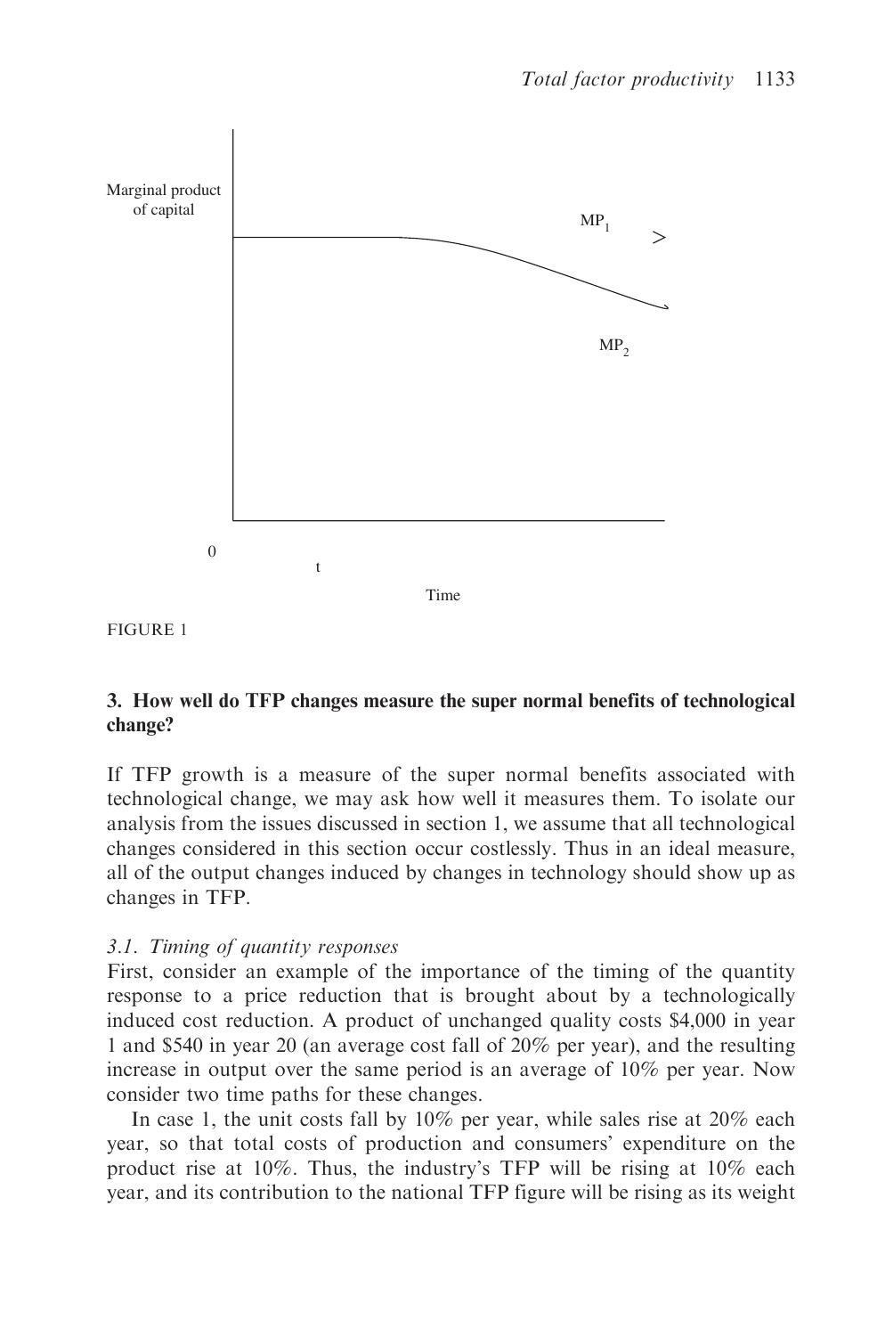Marginal product of capital

MP$_1$

MP$_2$

0

t

Time

FIGURE 1

## 3. How well do TFP changes measure the super normal benefits of technological change?

If TFP growth is a measure of the super normal benefits associated with technological change, we may ask how well it measures them. To isolate our analysis from the issues discussed in section 1, we assume that all technological changes considered in this section occur costlessly. Thus in an ideal measure, all of the output changes induced by changes in technology should show up as changes in TFP.

### *3.1. Timing of quantity responses*

First, consider an example of the importance of the timing of the quantity response to a price reduction that is brought about by a technologically induced cost reduction. A product of unchanged quality costs \$4,000 in year 1 and \$540 in year 20 (an average cost fall of 20% per year), and the resulting increase in output over the same period is an average of 10% per year. Now consider two time paths for these changes.

In case 1, the unit costs fall by 10% per year, while sales rise at 20% each year, so that total costs of production and consumers' expenditure on the product rise at 10%. Thus, the industry's TFP will be rising at 10% each year, and its contribution to the national TFP figure will be rising as its weight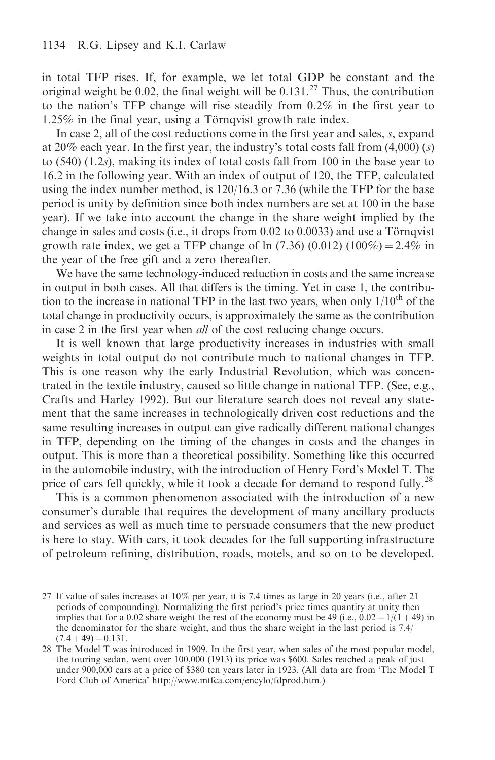in total TFP rises. If, for example, we let total GDP be constant and the original weight be 0.02, the final weight will be 0.131.[27] Thus, the contribution to the nation's TFP change will rise steadily from 0.2% in the first year to 1.25% in the final year, using a Törnqvist growth rate index.

In case 2, all of the cost reductions come in the first year and sales, *s*, expand at 20% each year. In the first year, the industry's total costs fall from (4,000) (*s*) to (540) (1.2*s*), making its index of total costs fall from 100 in the base year to 16.2 in the following year. With an index of output of 120, the TFP, calculated using the index number method, is 120/16.3 or 7.36 (while the TFP for the base period is unity by definition since both index numbers are set at 100 in the base year). If we take into account the change in the share weight implied by the change in sales and costs (i.e., it drops from 0.02 to 0.0033) and use a Törnqvist growth rate index, we get a TFP change of ln (7.36) (0.012) (100%) = 2.4% in the year of the free gift and a zero thereafter.

We have the same technology-induced reduction in costs and the same increase in output in both cases. All that differs is the timing. Yet in case 1, the contribution to the increase in national TFP in the last two years, when only 1/10[th] of the total change in productivity occurs, is approximately the same as the contribution in case 2 in the first year when *all* of the cost reducing change occurs.

It is well known that large productivity increases in industries with small weights in total output do not contribute much to national changes in TFP. This is one reason why the early Industrial Revolution, which was concentrated in the textile industry, caused so little change in national TFP. (See, e.g., Crafts and Harley 1992). But our literature search does not reveal any statement that the same increases in technologically driven cost reductions and the same resulting increases in output can give radically different national changes in TFP, depending on the timing of the changes in costs and the changes in output. This is more than a theoretical possibility. Something like this occurred in the automobile industry, with the introduction of Henry Ford's Model T. The price of cars fell quickly, while it took a decade for demand to respond fully.[28]

This is a common phenomenon associated with the introduction of a new consumer's durable that requires the development of many ancillary products and services as well as much time to persuade consumers that the new product is here to stay. With cars, it took decades for the full supporting infrastructure of petroleum refining, distribution, roads, motels, and so on to be developed.

27 If value of sales increases at 10% per year, it is 7.4 times as large in 20 years (i.e., after 21 periods of compounding). Normalizing the first period's price times quantity at unity then implies that for a 0.02 share weight the rest of the economy must be 49 (i.e., $0.02 = 1/(1 + 49)$ in the denominator for the share weight, and thus the share weight in the last period is $7.4/(7.4 + 49) = 0.131$.

28 The Model T was introduced in 1909. In the first year, when sales of the most popular model, the touring sedan, went over 100,000 (1913) its price was \$600. Sales reached a peak of just under 900,000 cars at a price of \$380 ten years later in 1923. (All data are from 'The Model T Ford Club of America' http://www.mtfca.com/encylo/fdprod.htm.)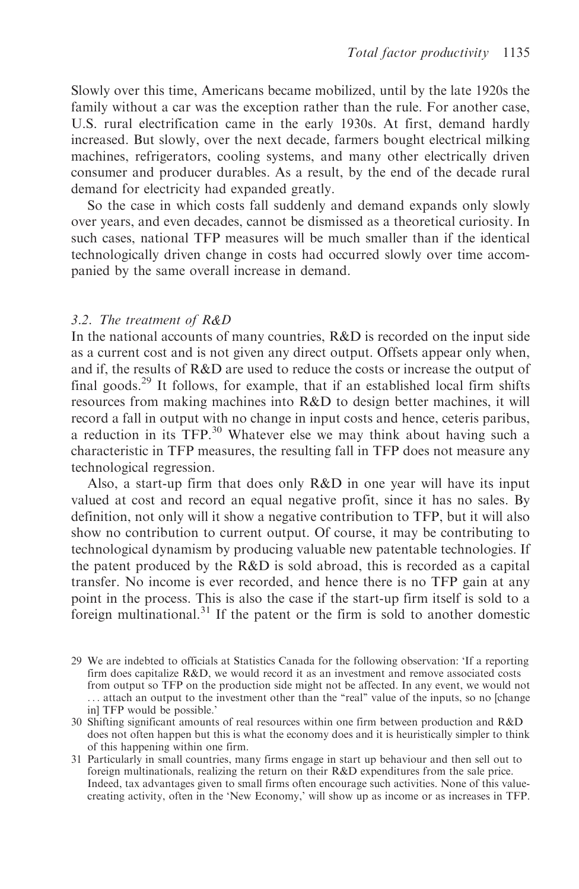Slowly over this time, Americans became mobilized, until by the late 1920s the family without a car was the exception rather than the rule. For another case, U.S. rural electrification came in the early 1930s. At first, demand hardly increased. But slowly, over the next decade, farmers bought electrical milking machines, refrigerators, cooling systems, and many other electrically driven consumer and producer durables. As a result, by the end of the decade rural demand for electricity had expanded greatly.

So the case in which costs fall suddenly and demand expands only slowly over years, and even decades, cannot be dismissed as a theoretical curiosity. In such cases, national TFP measures will be much smaller than if the identical technologically driven change in costs had occurred slowly over time accompanied by the same overall increase in demand.

### *3.2. The treatment of R&D*

In the national accounts of many countries, R&D is recorded on the input side as a current cost and is not given any direct output. Offsets appear only when, and if, the results of R&D are used to reduce the costs or increase the output of final goods.[29] It follows, for example, that if an established local firm shifts resources from making machines into R&D to design better machines, it will record a fall in output with no change in input costs and hence, ceteris paribus, a reduction in its TFP.[30] Whatever else we may think about having such a characteristic in TFP measures, the resulting fall in TFP does not measure any technological regression.

Also, a start-up firm that does only R&D in one year will have its input valued at cost and record an equal negative profit, since it has no sales. By definition, not only will it show a negative contribution to TFP, but it will also show no contribution to current output. Of course, it may be contributing to technological dynamism by producing valuable new patentable technologies. If the patent produced by the R&D is sold abroad, this is recorded as a capital transfer. No income is ever recorded, and hence there is no TFP gain at any point in the process. This is also the case if the start-up firm itself is sold to a foreign multinational.[31] If the patent or the firm is sold to another domestic

29 We are indebted to officials at Statistics Canada for the following observation: 'If a reporting firm does capitalize R&D, we would record it as an investment and remove associated costs from output so TFP on the production side might not be affected. In any event, we would not ... attach an output to the investment other than the "real" value of the inputs, so no [change in] TFP would be possible.'

30 Shifting significant amounts of real resources within one firm between production and R&D does not often happen but this is what the economy does and it is heuristically simpler to think of this happening within one firm.

31 Particularly in small countries, many firms engage in start up behaviour and then sell out to foreign multinationals, realizing the return on their R&D expenditures from the sale price. Indeed, tax advantages given to small firms often encourage such activities. None of this value-creating activity, often in the 'New Economy,' will show up as income or as increases in TFP.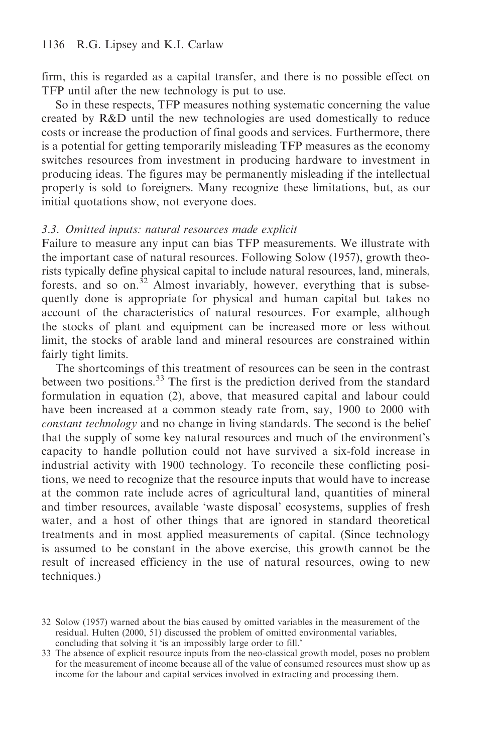firm, this is regarded as a capital transfer, and there is no possible effect on TFP until after the new technology is put to use.

So in these respects, TFP measures nothing systematic concerning the value created by R&D until the new technologies are used domestically to reduce costs or increase the production of final goods and services. Furthermore, there is a potential for getting temporarily misleading TFP measures as the economy switches resources from investment in producing hardware to investment in producing ideas. The figures may be permanently misleading if the intellectual property is sold to foreigners. Many recognize these limitations, but, as our initial quotations show, not everyone does.

### *3.3. Omitted inputs: natural resources made explicit*

Failure to measure any input can bias TFP measurements. We illustrate with the important case of natural resources. Following Solow (1957), growth theorists typically define physical capital to include natural resources, land, minerals, forests, and so on.[32] Almost invariably, however, everything that is subsequently done is appropriate for physical and human capital but takes no account of the characteristics of natural resources. For example, although the stocks of plant and equipment can be increased more or less without limit, the stocks of arable land and mineral resources are constrained within fairly tight limits.

The shortcomings of this treatment of resources can be seen in the contrast between two positions.[33] The first is the prediction derived from the standard formulation in equation (2), above, that measured capital and labour could have been increased at a common steady rate from, say, 1900 to 2000 with *constant technology* and no change in living standards. The second is the belief that the supply of some key natural resources and much of the environment's capacity to handle pollution could not have survived a six-fold increase in industrial activity with 1900 technology. To reconcile these conflicting positions, we need to recognize that the resource inputs that would have to increase at the common rate include acres of agricultural land, quantities of mineral and timber resources, available 'waste disposal' ecosystems, supplies of fresh water, and a host of other things that are ignored in standard theoretical treatments and in most applied measurements of capital. (Since technology is assumed to be constant in the above exercise, this growth cannot be the result of increased efficiency in the use of natural resources, owing to new techniques.)

32 Solow (1957) warned about the bias caused by omitted variables in the measurement of the residual. Hulten (2000, 51) discussed the problem of omitted environmental variables, concluding that solving it 'is an impossibly large order to fill.'

33 The absence of explicit resource inputs from the neo-classical growth model, poses no problem for the measurement of income because all of the value of consumed resources must show up as income for the labour and capital services involved in extracting and processing them.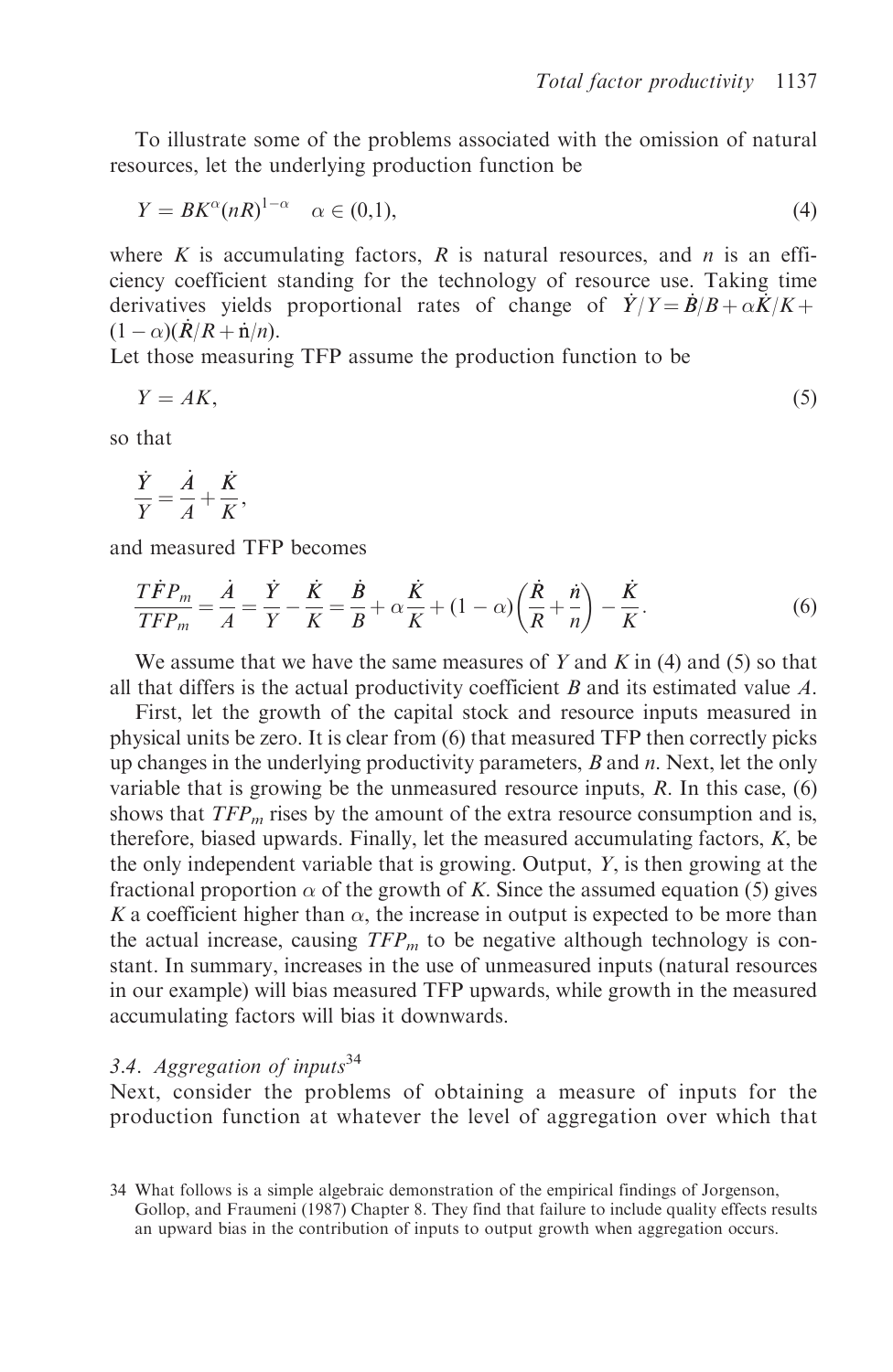To illustrate some of the problems associated with the omission of natural resources, let the underlying production function be

$$Y = BK^{\alpha}(nR)^{1-\alpha} \quad \alpha \in (0,1), \tag{4}$$

where $K$ is accumulating factors, $R$ is natural resources, and $n$ is an efficiency coefficient standing for the technology of resource use. Taking time derivatives yields proportional rates of change of $\dot{Y}/Y = \dot{B}/B + \alpha\dot{K}/K + (1-\alpha)(\dot{R}/R + \dot{n}/n)$.

Let those measuring TFP assume the production function to be

$$Y = AK, \tag{5}$$

so that

$$\frac{\dot{Y}}{Y} = \frac{\dot{A}}{A} + \frac{\dot{K}}{K},$$

and measured TFP becomes

$$\frac{T\dot{F}P_m}{TFP_m} = \frac{\dot{A}}{A} = \frac{\dot{Y}}{Y} - \frac{\dot{K}}{K} = \frac{\dot{B}}{B} + \alpha\frac{\dot{K}}{K} + (1-\alpha)\left(\frac{\dot{R}}{R} + \frac{\dot{n}}{n}\right) - \frac{\dot{K}}{K}. \tag{6}$$

We assume that we have the same measures of $Y$ and $K$ in (4) and (5) so that all that differs is the actual productivity coefficient $B$ and its estimated value $A$.

First, let the growth of the capital stock and resource inputs measured in physical units be zero. It is clear from (6) that measured TFP then correctly picks up changes in the underlying productivity parameters, $B$ and $n$. Next, let the only variable that is growing be the unmeasured resource inputs, $R$. In this case, (6) shows that $TFP_m$ rises by the amount of the extra resource consumption and is, therefore, biased upwards. Finally, let the measured accumulating factors, $K$, be the only independent variable that is growing. Output, $Y$, is then growing at the fractional proportion $\alpha$ of the growth of $K$. Since the assumed equation (5) gives $K$ a coefficient higher than $\alpha$, the increase in output is expected to be more than the actual increase, causing $TFP_m$ to be negative although technology is constant. In summary, increases in the use of unmeasured inputs (natural resources in our example) will bias measured TFP upwards, while growth in the measured accumulating factors will bias it downwards.

### 3.4. Aggregation of inputs[34]

Next, consider the problems of obtaining a measure of inputs for the production function at whatever the level of aggregation over which that

---

34 What follows is a simple algebraic demonstration of the empirical findings of Jorgenson, Gollop, and Fraumeni (1987) Chapter 8. They find that failure to include quality effects results an upward bias in the contribution of inputs to output growth when aggregation occurs.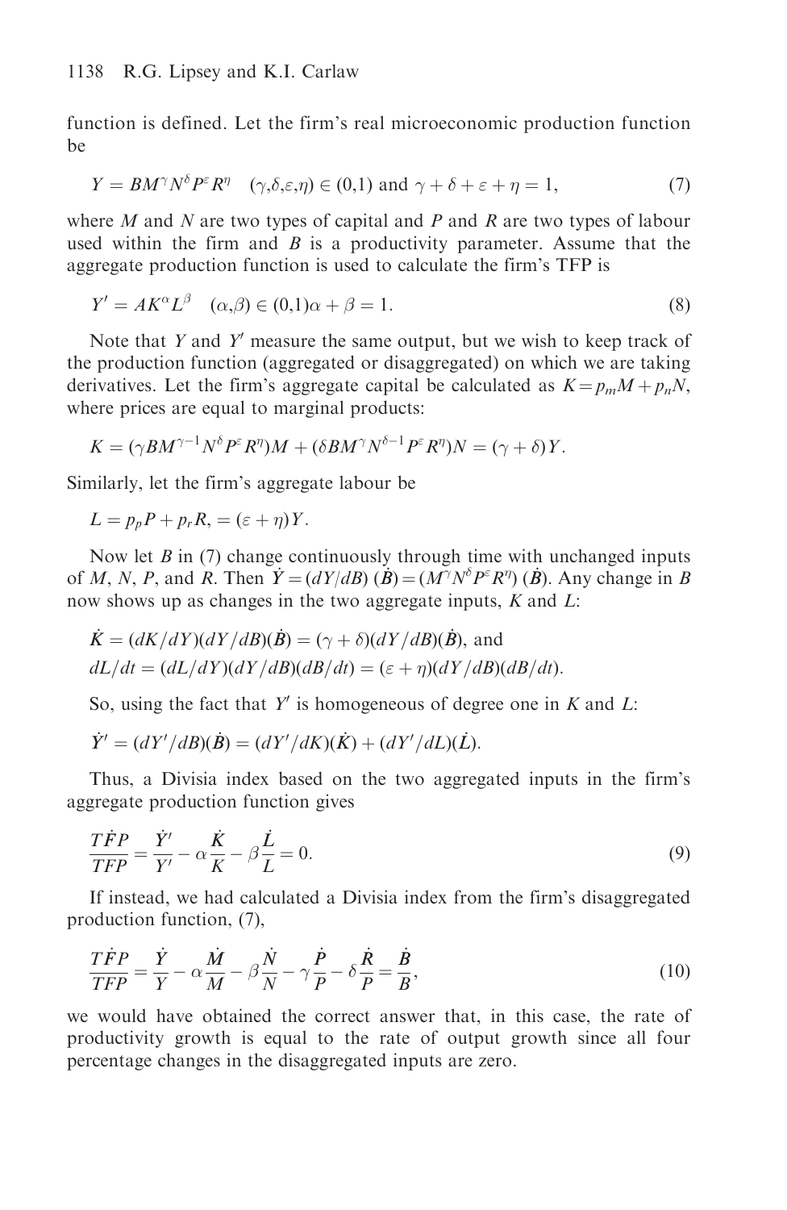function is defined. Let the firm's real microeconomic production function be

$$Y = BM^{\gamma}N^{\delta}P^{\varepsilon}R^{\eta} \quad (\gamma,\delta,\varepsilon,\eta) \in (0,1) \text{ and } \gamma + \delta + \varepsilon + \eta = 1, \tag{7}$$

where $M$ and $N$ are two types of capital and $P$ and $R$ are two types of labour used within the firm and $B$ is a productivity parameter. Assume that the aggregate production function is used to calculate the firm's TFP is

$$Y' = AK^{\alpha}L^{\beta} \quad (\alpha,\beta) \in (0,1)\alpha + \beta = 1. \tag{8}$$

Note that $Y$ and $Y'$ measure the same output, but we wish to keep track of the production function (aggregated or disaggregated) on which we are taking derivatives. Let the firm's aggregate capital be calculated as $K = p_m M + p_n N$, where prices are equal to marginal products:

$$K = (\gamma BM^{\gamma-1}N^{\delta}P^{\varepsilon}R^{\eta})M + (\delta BM^{\gamma}N^{\delta-1}P^{\varepsilon}R^{\eta})N = (\gamma + \delta)Y.$$

Similarly, let the firm's aggregate labour be

$$L = p_p P + p_r R, = (\varepsilon + \eta)Y.$$

Now let $B$ in (7) change continuously through time with unchanged inputs of $M$, $N$, $P$, and $R$. Then $\dot{Y} = (dY/dB)\,(\dot{B}) = (M^{\gamma}N^{\delta}P^{\varepsilon}R^{\eta})\,(\dot{B})$. Any change in $B$ now shows up as changes in the two aggregate inputs, $K$ and $L$:

$$\dot{K} = (dK/dY)(dY/dB)(\dot{B}) = (\gamma + \delta)(dY/dB)(\dot{B}), \text{ and}$$
$$dL/dt = (dL/dY)(dY/dB)(dB/dt) = (\varepsilon + \eta)(dY/dB)(dB/dt).$$

So, using the fact that $Y'$ is homogeneous of degree one in $K$ and $L$:

$$\dot{Y}' = (dY'/dB)(\dot{B}) = (dY'/dK)(\dot{K}) + (dY'/dL)(\dot{L}).$$

Thus, a Divisia index based on the two aggregated inputs in the firm's aggregate production function gives

$$\frac{T\dot{F}P}{TFP} = \frac{\dot{Y}'}{Y'} - \alpha\frac{\dot{K}}{K} - \beta\frac{\dot{L}}{L} = 0. \tag{9}$$

If instead, we had calculated a Divisia index from the firm's disaggregated production function, (7),

$$\frac{T\dot{F}P}{TFP} = \frac{\dot{Y}}{Y} - \alpha\frac{\dot{M}}{M} - \beta\frac{\dot{N}}{N} - \gamma\frac{\dot{P}}{P} - \delta\frac{\dot{R}}{P} = \frac{\dot{B}}{B}, \tag{10}$$

we would have obtained the correct answer that, in this case, the rate of productivity growth is equal to the rate of output growth since all four percentage changes in the disaggregated inputs are zero.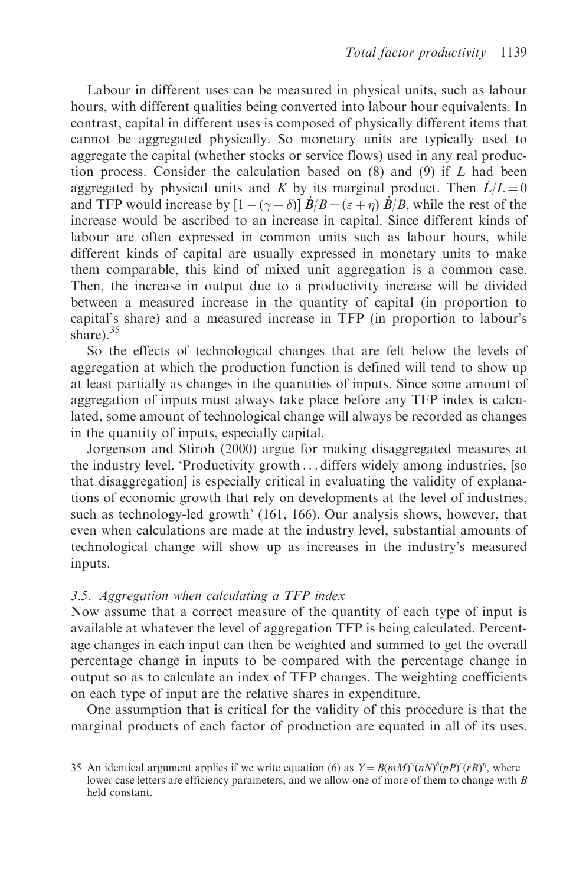Labour in different uses can be measured in physical units, such as labour hours, with different qualities being converted into labour hour equivalents. In contrast, capital in different uses is composed of physically different items that cannot be aggregated physically. So monetary units are typically used to aggregate the capital (whether stocks or service flows) used in any real production process. Consider the calculation based on (8) and (9) if $L$ had been aggregated by physical units and $K$ by its marginal product. Then $\dot{L}/L = 0$ and TFP would increase by $[1-(\gamma+\delta)]\,\dot{B}/B = (\varepsilon+\eta)\,\dot{B}/B$, while the rest of the increase would be ascribed to an increase in capital. Since different kinds of labour are often expressed in common units such as labour hours, while different kinds of capital are usually expressed in monetary units to make them comparable, this kind of mixed unit aggregation is a common case. Then, the increase in output due to a productivity increase will be divided between a measured increase in the quantity of capital (in proportion to capital's share) and a measured increase in TFP (in proportion to labour's share).[35]

So the effects of technological changes that are felt below the levels of aggregation at which the production function is defined will tend to show up at least partially as changes in the quantities of inputs. Since some amount of aggregation of inputs must always take place before any TFP index is calculated, some amount of technological change will always be recorded as changes in the quantity of inputs, especially capital.

Jorgenson and Stiroh (2000) argue for making disaggregated measures at the industry level. 'Productivity growth . . . differs widely among industries, [so that disaggregation] is especially critical in evaluating the validity of explanations of economic growth that rely on developments at the level of industries, such as technology-led growth' (161, 166). Our analysis shows, however, that even when calculations are made at the industry level, substantial amounts of technological change will show up as increases in the industry's measured inputs.

### *3.5. Aggregation when calculating a TFP index*

Now assume that a correct measure of the quantity of each type of input is available at whatever the level of aggregation TFP is being calculated. Percentage changes in each input can then be weighted and summed to get the overall percentage change in inputs to be compared with the percentage change in output so as to calculate an index of TFP changes. The weighting coefficients on each type of input are the relative shares in expenditure.

One assumption that is critical for the validity of this procedure is that the marginal products of each factor of production are equated in all of its uses.

35 An identical argument applies if we write equation (6) as $Y = B(mM)^{\gamma}(nN)^{\delta}(pP)^{\varepsilon}(rR)^{\eta}$, where lower case letters are efficiency parameters, and we allow one of more of them to change with $B$ held constant.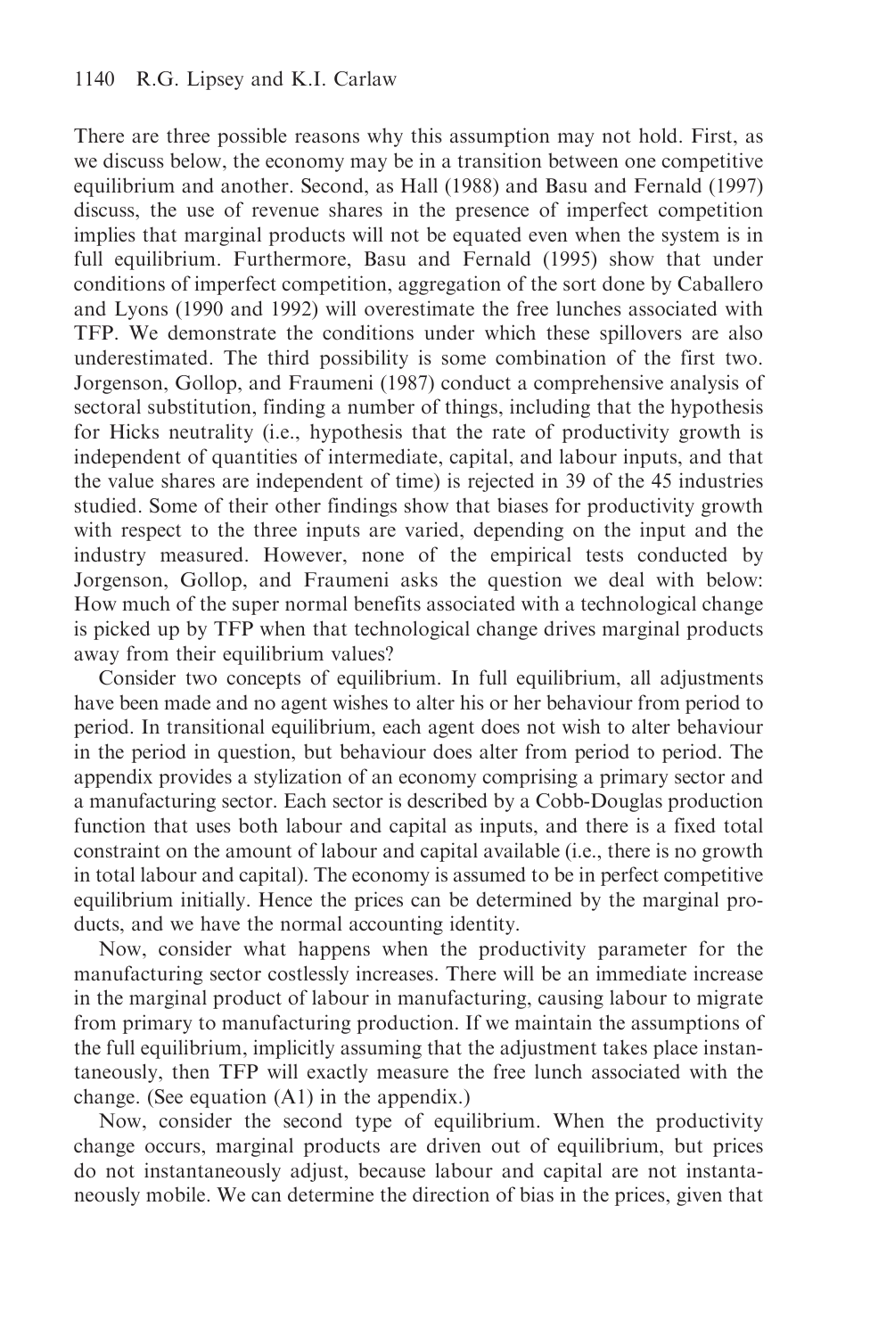There are three possible reasons why this assumption may not hold. First, as we discuss below, the economy may be in a transition between one competitive equilibrium and another. Second, as Hall (1988) and Basu and Fernald (1997) discuss, the use of revenue shares in the presence of imperfect competition implies that marginal products will not be equated even when the system is in full equilibrium. Furthermore, Basu and Fernald (1995) show that under conditions of imperfect competition, aggregation of the sort done by Caballero and Lyons (1990 and 1992) will overestimate the free lunches associated with TFP. We demonstrate the conditions under which these spillovers are also underestimated. The third possibility is some combination of the first two. Jorgenson, Gollop, and Fraumeni (1987) conduct a comprehensive analysis of sectoral substitution, finding a number of things, including that the hypothesis for Hicks neutrality (i.e., hypothesis that the rate of productivity growth is independent of quantities of intermediate, capital, and labour inputs, and that the value shares are independent of time) is rejected in 39 of the 45 industries studied. Some of their other findings show that biases for productivity growth with respect to the three inputs are varied, depending on the input and the industry measured. However, none of the empirical tests conducted by Jorgenson, Gollop, and Fraumeni asks the question we deal with below: How much of the super normal benefits associated with a technological change is picked up by TFP when that technological change drives marginal products away from their equilibrium values?

Consider two concepts of equilibrium. In full equilibrium, all adjustments have been made and no agent wishes to alter his or her behaviour from period to period. In transitional equilibrium, each agent does not wish to alter behaviour in the period in question, but behaviour does alter from period to period. The appendix provides a stylization of an economy comprising a primary sector and a manufacturing sector. Each sector is described by a Cobb-Douglas production function that uses both labour and capital as inputs, and there is a fixed total constraint on the amount of labour and capital available (i.e., there is no growth in total labour and capital). The economy is assumed to be in perfect competitive equilibrium initially. Hence the prices can be determined by the marginal products, and we have the normal accounting identity.

Now, consider what happens when the productivity parameter for the manufacturing sector costlessly increases. There will be an immediate increase in the marginal product of labour in manufacturing, causing labour to migrate from primary to manufacturing production. If we maintain the assumptions of the full equilibrium, implicitly assuming that the adjustment takes place instantaneously, then TFP will exactly measure the free lunch associated with the change. (See equation (A1) in the appendix.)

Now, consider the second type of equilibrium. When the productivity change occurs, marginal products are driven out of equilibrium, but prices do not instantaneously adjust, because labour and capital are not instantaneously mobile. We can determine the direction of bias in the prices, given that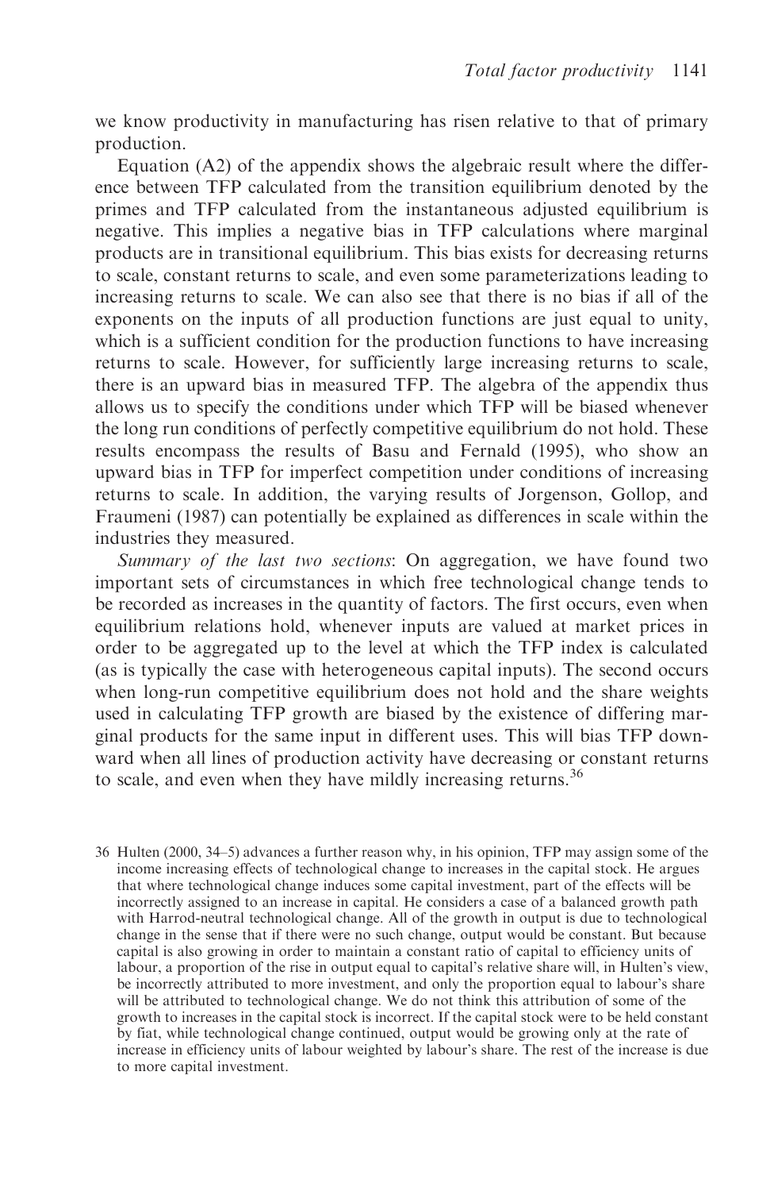we know productivity in manufacturing has risen relative to that of primary production.

Equation (A2) of the appendix shows the algebraic result where the difference between TFP calculated from the transition equilibrium denoted by the primes and TFP calculated from the instantaneous adjusted equilibrium is negative. This implies a negative bias in TFP calculations where marginal products are in transitional equilibrium. This bias exists for decreasing returns to scale, constant returns to scale, and even some parameterizations leading to increasing returns to scale. We can also see that there is no bias if all of the exponents on the inputs of all production functions are just equal to unity, which is a sufficient condition for the production functions to have increasing returns to scale. However, for sufficiently large increasing returns to scale, there is an upward bias in measured TFP. The algebra of the appendix thus allows us to specify the conditions under which TFP will be biased whenever the long run conditions of perfectly competitive equilibrium do not hold. These results encompass the results of Basu and Fernald (1995), who show an upward bias in TFP for imperfect competition under conditions of increasing returns to scale. In addition, the varying results of Jorgenson, Gollop, and Fraumeni (1987) can potentially be explained as differences in scale within the industries they measured.

*Summary of the last two sections*: On aggregation, we have found two important sets of circumstances in which free technological change tends to be recorded as increases in the quantity of factors. The first occurs, even when equilibrium relations hold, whenever inputs are valued at market prices in order to be aggregated up to the level at which the TFP index is calculated (as is typically the case with heterogeneous capital inputs). The second occurs when long-run competitive equilibrium does not hold and the share weights used in calculating TFP growth are biased by the existence of differing marginal products for the same input in different uses. This will bias TFP downward when all lines of production activity have decreasing or constant returns to scale, and even when they have mildly increasing returns.[36]

[36] Hulten (2000, 34–5) advances a further reason why, in his opinion, TFP may assign some of the income increasing effects of technological change to increases in the capital stock. He argues that where technological change induces some capital investment, part of the effects will be incorrectly assigned to an increase in capital. He considers a case of a balanced growth path with Harrod-neutral technological change. All of the growth in output is due to technological change in the sense that if there were no such change, output would be constant. But because capital is also growing in order to maintain a constant ratio of capital to efficiency units of labour, a proportion of the rise in output equal to capital's relative share will, in Hulten's view, be incorrectly attributed to more investment, and only the proportion equal to labour's share will be attributed to technological change. We do not think this attribution of some of the growth to increases in the capital stock is incorrect. If the capital stock were to be held constant by fiat, while technological change continued, output would be growing only at the rate of increase in efficiency units of labour weighted by labour's share. The rest of the increase is due to more capital investment.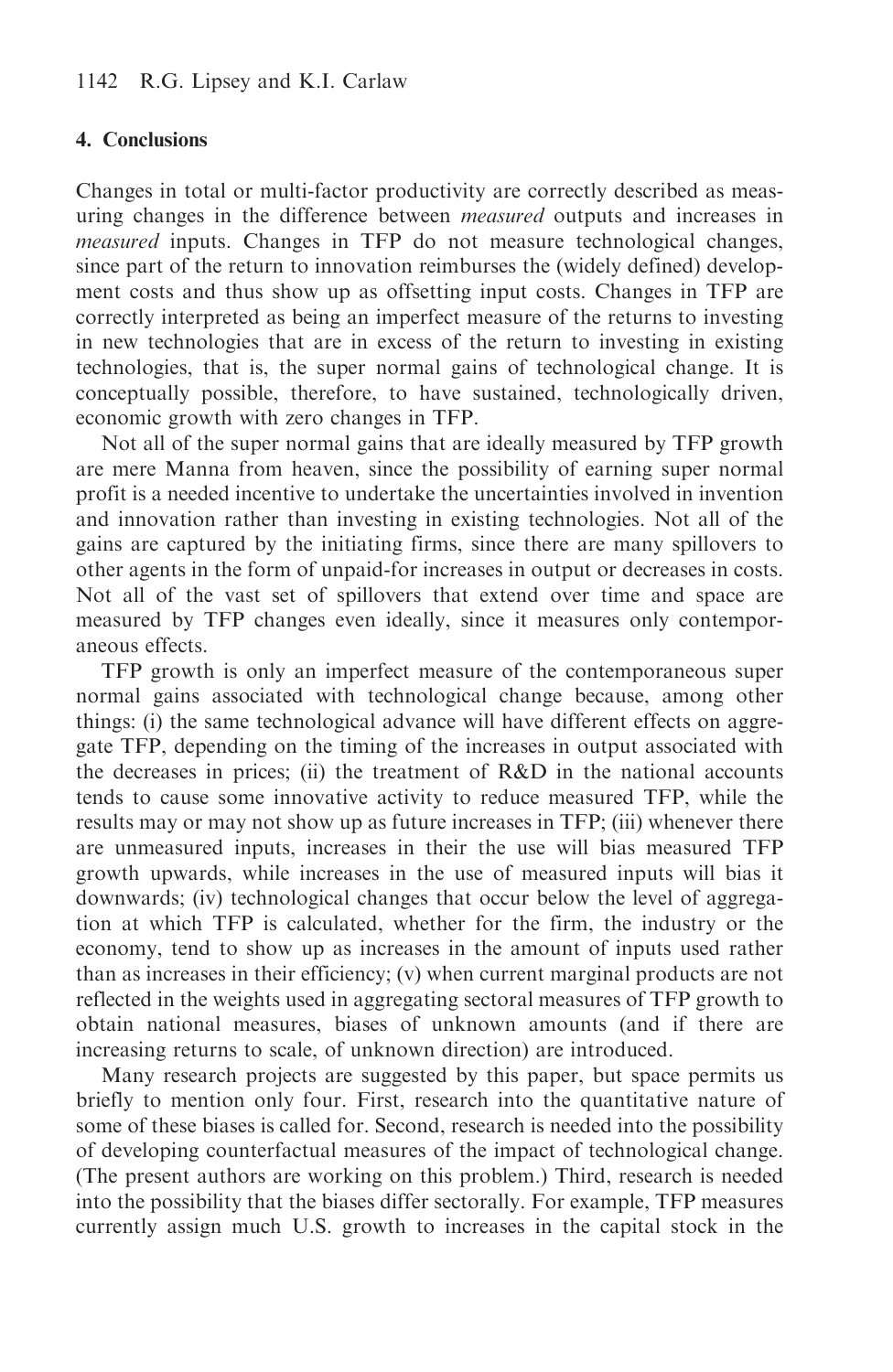## 4. Conclusions

Changes in total or multi-factor productivity are correctly described as measuring changes in the difference between *measured* outputs and increases in *measured* inputs. Changes in TFP do not measure technological changes, since part of the return to innovation reimburses the (widely defined) development costs and thus show up as offsetting input costs. Changes in TFP are correctly interpreted as being an imperfect measure of the returns to investing in new technologies that are in excess of the return to investing in existing technologies, that is, the super normal gains of technological change. It is conceptually possible, therefore, to have sustained, technologically driven, economic growth with zero changes in TFP.

Not all of the super normal gains that are ideally measured by TFP growth are mere Manna from heaven, since the possibility of earning super normal profit is a needed incentive to undertake the uncertainties involved in invention and innovation rather than investing in existing technologies. Not all of the gains are captured by the initiating firms, since there are many spillovers to other agents in the form of unpaid-for increases in output or decreases in costs. Not all of the vast set of spillovers that extend over time and space are measured by TFP changes even ideally, since it measures only contemporaneous effects.

TFP growth is only an imperfect measure of the contemporaneous super normal gains associated with technological change because, among other things: (i) the same technological advance will have different effects on aggregate TFP, depending on the timing of the increases in output associated with the decreases in prices; (ii) the treatment of R&D in the national accounts tends to cause some innovative activity to reduce measured TFP, while the results may or may not show up as future increases in TFP; (iii) whenever there are unmeasured inputs, increases in their the use will bias measured TFP growth upwards, while increases in the use of measured inputs will bias it downwards; (iv) technological changes that occur below the level of aggregation at which TFP is calculated, whether for the firm, the industry or the economy, tend to show up as increases in the amount of inputs used rather than as increases in their efficiency; (v) when current marginal products are not reflected in the weights used in aggregating sectoral measures of TFP growth to obtain national measures, biases of unknown amounts (and if there are increasing returns to scale, of unknown direction) are introduced.

Many research projects are suggested by this paper, but space permits us briefly to mention only four. First, research into the quantitative nature of some of these biases is called for. Second, research is needed into the possibility of developing counterfactual measures of the impact of technological change. (The present authors are working on this problem.) Third, research is needed into the possibility that the biases differ sectorally. For example, TFP measures currently assign much U.S. growth to increases in the capital stock in the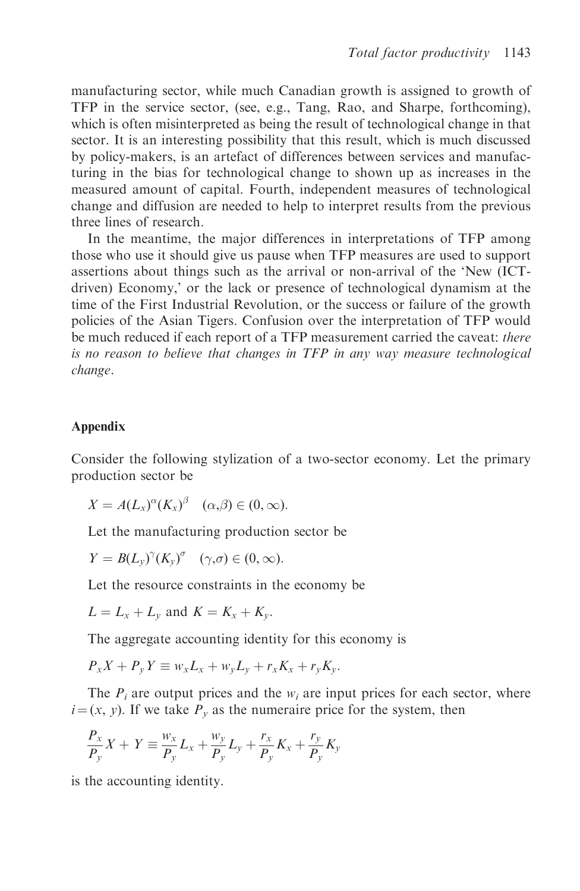manufacturing sector, while much Canadian growth is assigned to growth of TFP in the service sector, (see, e.g., Tang, Rao, and Sharpe, forthcoming), which is often misinterpreted as being the result of technological change in that sector. It is an interesting possibility that this result, which is much discussed by policy-makers, is an artefact of differences between services and manufacturing in the bias for technological change to shown up as increases in the measured amount of capital. Fourth, independent measures of technological change and diffusion are needed to help to interpret results from the previous three lines of research.

In the meantime, the major differences in interpretations of TFP among those who use it should give us pause when TFP measures are used to support assertions about things such as the arrival or non-arrival of the 'New (ICT-driven) Economy,' or the lack or presence of technological dynamism at the time of the First Industrial Revolution, or the success or failure of the growth policies of the Asian Tigers. Confusion over the interpretation of TFP would be much reduced if each report of a TFP measurement carried the caveat: *there is no reason to believe that changes in TFP in any way measure technological change*.

## Appendix

Consider the following stylization of a two-sector economy. Let the primary production sector be

$$X = A(L_x)^{\alpha}(K_x)^{\beta} \quad (\alpha,\beta) \in (0,\infty).$$

Let the manufacturing production sector be

$$Y = B(L_y)^{\gamma}(K_y)^{\sigma} \quad (\gamma,\sigma) \in (0,\infty).$$

Let the resource constraints in the economy be

$L = L_x + L_y$ and $K = K_x + K_y$.

The aggregate accounting identity for this economy is

$$P_x X + P_y Y \equiv w_x L_x + w_y L_y + r_x K_x + r_y K_y.$$

The $P_i$ are output prices and the $w_i$ are input prices for each sector, where $i = (x, y)$. If we take $P_y$ as the numeraire price for the system, then

$$\frac{P_x}{P_y} X + Y \equiv \frac{w_x}{P_y} L_x + \frac{w_y}{P_y} L_y + \frac{r_x}{P_y} K_x + \frac{r_y}{P_y} K_y$$

is the accounting identity.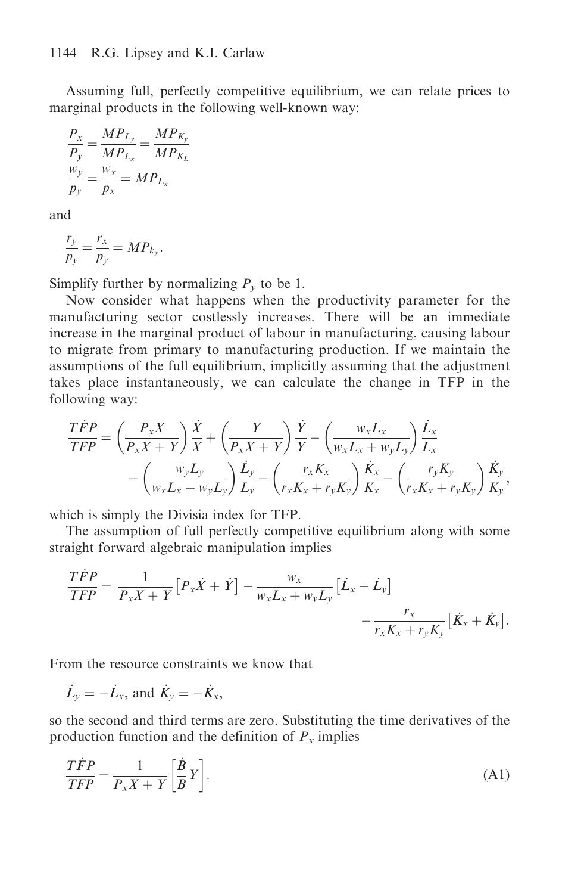Assuming full, perfectly competitive equilibrium, we can relate prices to marginal products in the following well-known way:

$$\frac{P_x}{P_y} = \frac{MP_{L_y}}{MP_{L_x}} = \frac{MP_{K_y}}{MP_{K_L}}$$

$$\frac{w_y}{p_y} = \frac{w_x}{p_x} = MP_{L_x}$$

and

$$\frac{r_y}{p_y} = \frac{r_x}{p_y} = MP_{k_y}.$$

Simplify further by normalizing $P_y$ to be 1.

Now consider what happens when the productivity parameter for the manufacturing sector costlessly increases. There will be an immediate increase in the marginal product of labour in manufacturing, causing labour to migrate from primary to manufacturing production. If we maintain the assumptions of the full equilibrium, implicitly assuming that the adjustment takes place instantaneously, we can calculate the change in TFP in the following way:

$$\frac{T\dot{F}P}{TFP} = \left(\frac{P_x X}{P_x X + Y}\right)\frac{\dot{X}}{X} + \left(\frac{Y}{P_x X + Y}\right)\frac{\dot{Y}}{Y} - \left(\frac{w_x L_x}{w_x L_x + w_y L_y}\right)\frac{\dot{L}_x}{L_x} - \left(\frac{w_y L_y}{w_x L_x + w_y L_y}\right)\frac{\dot{L}_y}{L_y} - \left(\frac{r_x K_x}{r_x K_x + r_y K_y}\right)\frac{\dot{K}_x}{K_x} - \left(\frac{r_y K_y}{r_x K_x + r_y K_y}\right)\frac{\dot{K}_y}{K_y},$$

which is simply the Divisia index for TFP.

The assumption of full perfectly competitive equilibrium along with some straight forward algebraic manipulation implies

$$\frac{T\dot{F}P}{TFP} = \frac{1}{P_x X + Y}\left[P_x \dot{X} + \dot{Y}\right] - \frac{w_x}{w_x L_x + w_y L_y}\left[\dot{L}_x + \dot{L}_y\right] - \frac{r_x}{r_x K_x + r_y K_y}\left[\dot{K}_x + \dot{K}_y\right].$$

From the resource constraints we know that

$$\dot{L}_y = -\dot{L}_x, \text{ and } \dot{K}_y = -\dot{K}_x,$$

so the second and third terms are zero. Substituting the time derivatives of the production function and the definition of $P_x$ implies

$$\frac{T\dot{F}P}{TFP} = \frac{1}{P_x X + Y}\left[\frac{\dot{B}}{B} Y\right]. \tag{A1}$$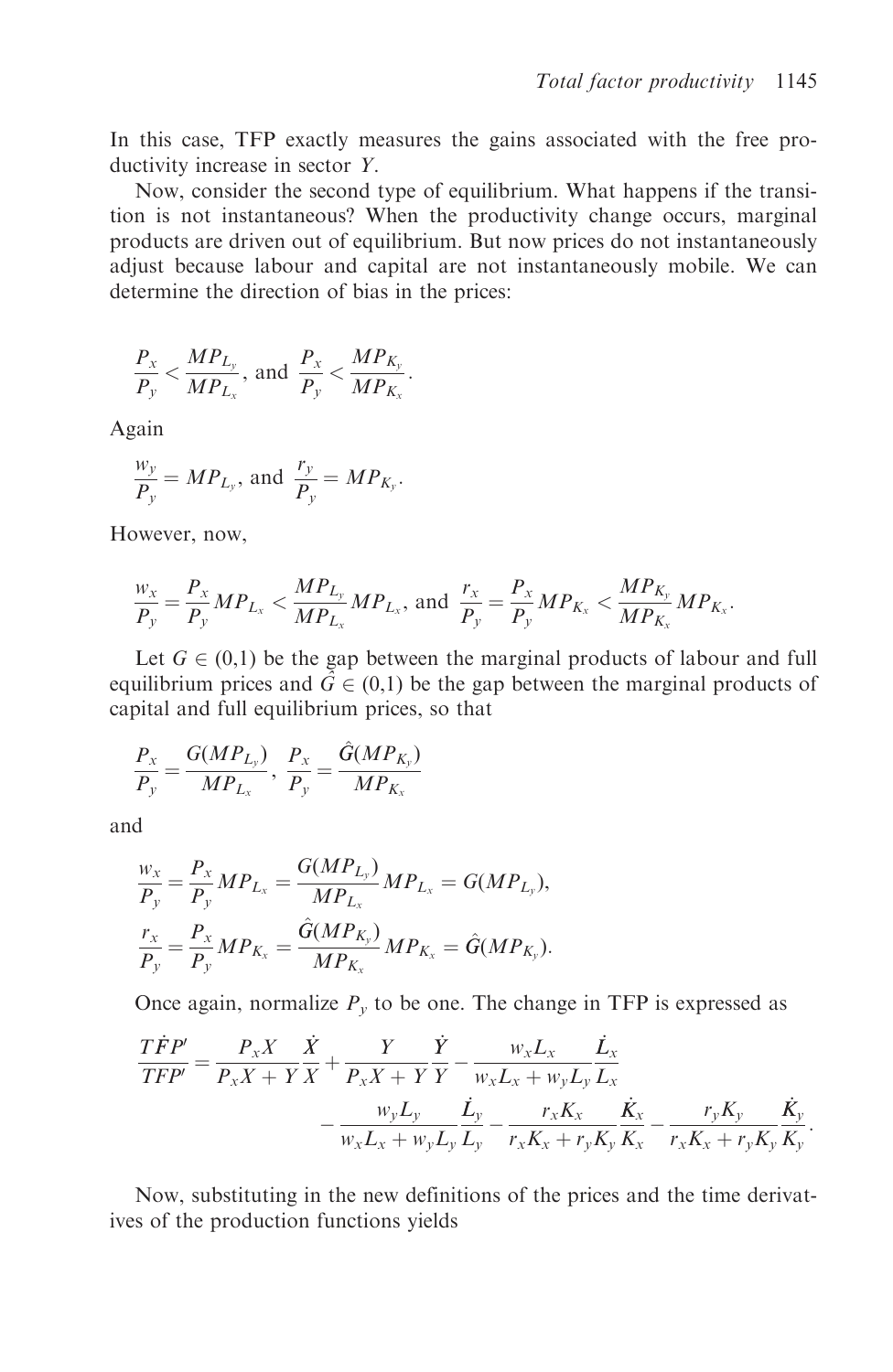In this case, TFP exactly measures the gains associated with the free productivity increase in sector $Y$.

Now, consider the second type of equilibrium. What happens if the transition is not instantaneous? When the productivity change occurs, marginal products are driven out of equilibrium. But now prices do not instantaneously adjust because labour and capital are not instantaneously mobile. We can determine the direction of bias in the prices:

$$\frac{P_x}{P_y} < \frac{MP_{L_y}}{MP_{L_x}}, \text{ and } \frac{P_x}{P_y} < \frac{MP_{K_y}}{MP_{K_x}}.$$

Again

$$\frac{w_y}{P_y} = MP_{L_y}, \text{ and } \frac{r_y}{P_y} = MP_{K_y}.$$

However, now,

$$\frac{w_x}{P_y} = \frac{P_x}{P_y} MP_{L_x} < \frac{MP_{L_y}}{MP_{L_x}} MP_{L_x}, \text{ and } \frac{r_x}{P_y} = \frac{P_x}{P_y} MP_{K_x} < \frac{MP_{K_y}}{MP_{K_x}} MP_{K_x}.$$

Let $G \in (0,1)$ be the gap between the marginal products of labour and full equilibrium prices and $\hat{G} \in (0,1)$ be the gap between the marginal products of capital and full equilibrium prices, so that

$$\frac{P_x}{P_y} = \frac{G(MP_{L_y})}{MP_{L_x}}, \ \frac{P_x}{P_y} = \frac{\hat{G}(MP_{K_y})}{MP_{K_x}}$$

and

$$\frac{w_x}{P_y} = \frac{P_x}{P_y} MP_{L_x} = \frac{G(MP_{L_y})}{MP_{L_x}} MP_{L_x} = G(MP_{L_y}),$$

$$\frac{r_x}{P_y} = \frac{P_x}{P_y} MP_{K_x} = \frac{\hat{G}(MP_{K_y})}{MP_{K_x}} MP_{K_x} = \hat{G}(MP_{K_y}).$$

Once again, normalize $P_y$ to be one. The change in TFP is expressed as

$$\frac{T\dot{F}P'}{TFP'} = \frac{P_x X}{P_x X + Y} \frac{\dot{X}}{X} + \frac{Y}{P_x X + Y} \frac{\dot{Y}}{Y} - \frac{w_x L_x}{w_x L_x + w_y L_y} \frac{\dot{L}_x}{L_x} - \frac{w_y L_y}{w_x L_x + w_y L_y} \frac{\dot{L}_y}{L_y} - \frac{r_x K_x}{r_x K_x + r_y K_y} \frac{\dot{K}_x}{K_x} - \frac{r_y K_y}{r_x K_x + r_y K_y} \frac{\dot{K}_y}{K_y}.$$

Now, substituting in the new definitions of the prices and the time derivatives of the production functions yields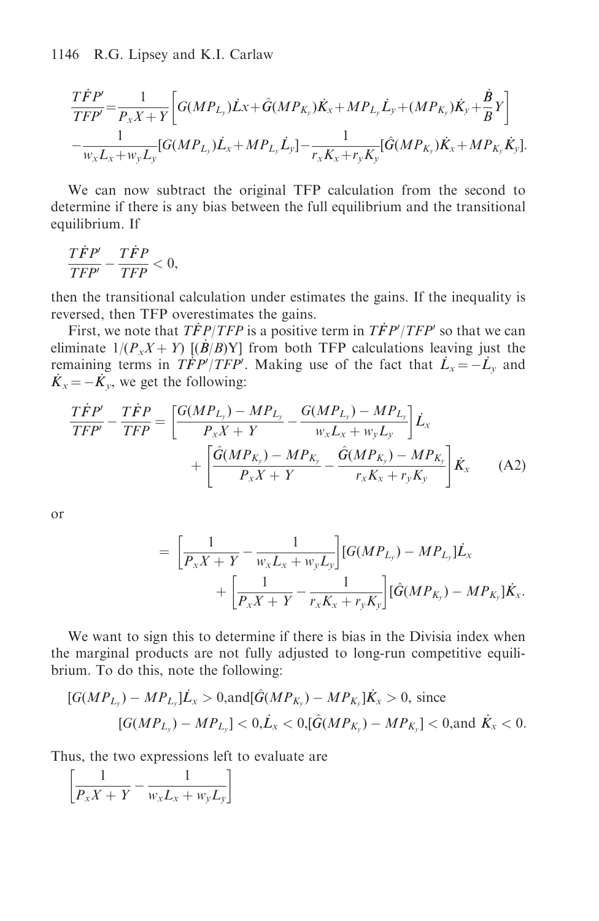$$\frac{T\dot{F}P'}{TFP'} = \frac{1}{P_x X + Y}\left[G(MP_{L_y})\dot{L}x + \hat{G}(MP_{K_y})\dot{K}_x + MP_{L_y}\dot{L}_y + (MP_{K_y})\dot{K}_y + \frac{\dot{B}}{B}Y\right]$$
$$-\frac{1}{w_x L_x + w_y L_y}[G(MP_{L_y})\dot{L}_x + MP_{L_y}\dot{L}_y] - \frac{1}{r_x K_x + r_y K_y}[\hat{G}(MP_{K_y})\dot{K}_x + MP_{K_y}\dot{K}_y].$$

We can now subtract the original TFP calculation from the second to determine if there is any bias between the full equilibrium and the transitional equilibrium. If

$$\frac{T\dot{F}P'}{TFP'} - \frac{T\dot{F}P}{TFP} < 0,$$

then the transitional calculation under estimates the gains. If the inequality is reversed, then TFP overestimates the gains.

First, we note that $T\dot{F}P/TFP$ is a positive term in $T\dot{F}P'/TFP'$ so that we can eliminate $1/(P_x X + Y)$ $[(\dot{B}/B)\text{Y}]$ from both TFP calculations leaving just the remaining terms in $T\dot{F}P'/TFP'$. Making use of the fact that $\dot{L}_x = -\dot{L}_y$ and $\dot{K}_x = -\dot{K}_y$, we get the following:

$$\frac{T\dot{F}P'}{TFP'} - \frac{T\dot{F}P}{TFP} = \left[\frac{G(MP_{L_y}) - MP_{L_y}}{P_x X + Y} - \frac{G(MP_{L_y}) - MP_{L_y}}{w_x L_x + w_y L_y}\right]\dot{L}_x + \left[\frac{\hat{G}(MP_{K_y}) - MP_{K_y}}{P_x X + Y} - \frac{\hat{G}(MP_{K_y}) - MP_{K_y}}{r_x K_x + r_y K_y}\right]\dot{K}_x \tag{A2}$$

or

$$= \left[\frac{1}{P_x X + Y} - \frac{1}{w_x L_x + w_y L_y}\right][G(MP_{L_y}) - MP_{L_y}]\dot{L}_x + \left[\frac{1}{P_x X + Y} - \frac{1}{r_x K_x + r_y K_y}\right][\hat{G}(MP_{K_y}) - MP_{K_y}]\dot{K}_x.$$

We want to sign this to determine if there is bias in the Divisia index when the marginal products are not fully adjusted to long-run competitive equilibrium. To do this, note the following:

$$[G(MP_{L_y}) - MP_{L_y}]\dot{L}_x > 0, \text{and} [\hat{G}(MP_{K_y}) - MP_{K_y}]\dot{K}_x > 0, \text{ since}$$
$$[G(MP_{L_y}) - MP_{L_y}] < 0, \dot{L}_x < 0, [\hat{G}(MP_{K_y}) - MP_{K_y}] < 0, \text{and } \dot{K}_x < 0.$$

Thus, the two expressions left to evaluate are

$$\left[\frac{1}{P_x X + Y} - \frac{1}{w_x L_x + w_y L_y}\right]$$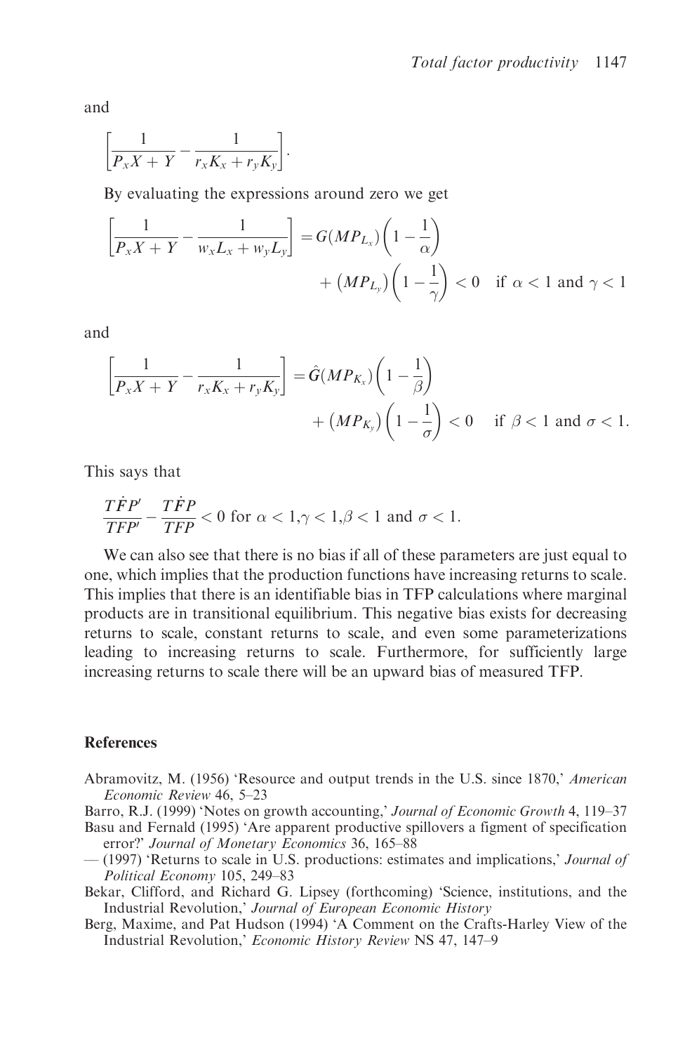and

$$\left[\frac{1}{P_x X + Y} - \frac{1}{r_x K_x + r_y K_y}\right].$$

By evaluating the expressions around zero we get

$$\left[\frac{1}{P_x X + Y} - \frac{1}{w_x L_x + w_y L_y}\right] = G(MP_{L_x})\left(1 - \frac{1}{\alpha}\right) + \left(MP_{L_y}\right)\left(1 - \frac{1}{\gamma}\right) < 0 \quad \text{if } \alpha < 1 \text{ and } \gamma < 1$$

and

$$\left[\frac{1}{P_x X + Y} - \frac{1}{r_x K_x + r_y K_y}\right] = \hat{G}(MP_{K_x})\left(1 - \frac{1}{\beta}\right) + \left(MP_{K_y}\right)\left(1 - \frac{1}{\sigma}\right) < 0 \quad \text{if } \beta < 1 \text{ and } \sigma < 1.$$

This says that

$$\frac{T\dot{F}P'}{TFP'} - \frac{T\dot{F}P}{TFP} < 0 \text{ for } \alpha < 1, \gamma < 1, \beta < 1 \text{ and } \sigma < 1.$$

We can also see that there is no bias if all of these parameters are just equal to one, which implies that the production functions have increasing returns to scale. This implies that there is an identifiable bias in TFP calculations where marginal products are in transitional equilibrium. This negative bias exists for decreasing returns to scale, constant returns to scale, and even some parameterizations leading to increasing returns to scale. Furthermore, for sufficiently large increasing returns to scale there will be an upward bias of measured TFP.

## References

Abramovitz, M. (1956) 'Resource and output trends in the U.S. since 1870,' *American Economic Review* 46, 5–23

Barro, R.J. (1999) 'Notes on growth accounting,' *Journal of Economic Growth* 4, 119–37

Basu and Fernald (1995) 'Are apparent productive spillovers a figment of specification error?' *Journal of Monetary Economics* 36, 165–88

— (1997) 'Returns to scale in U.S. productions: estimates and implications,' *Journal of Political Economy* 105, 249–83

Bekar, Clifford, and Richard G. Lipsey (forthcoming) 'Science, institutions, and the Industrial Revolution,' *Journal of European Economic History*

Berg, Maxime, and Pat Hudson (1994) 'A Comment on the Crafts-Harley View of the Industrial Revolution,' *Economic History Review* NS 47, 147–9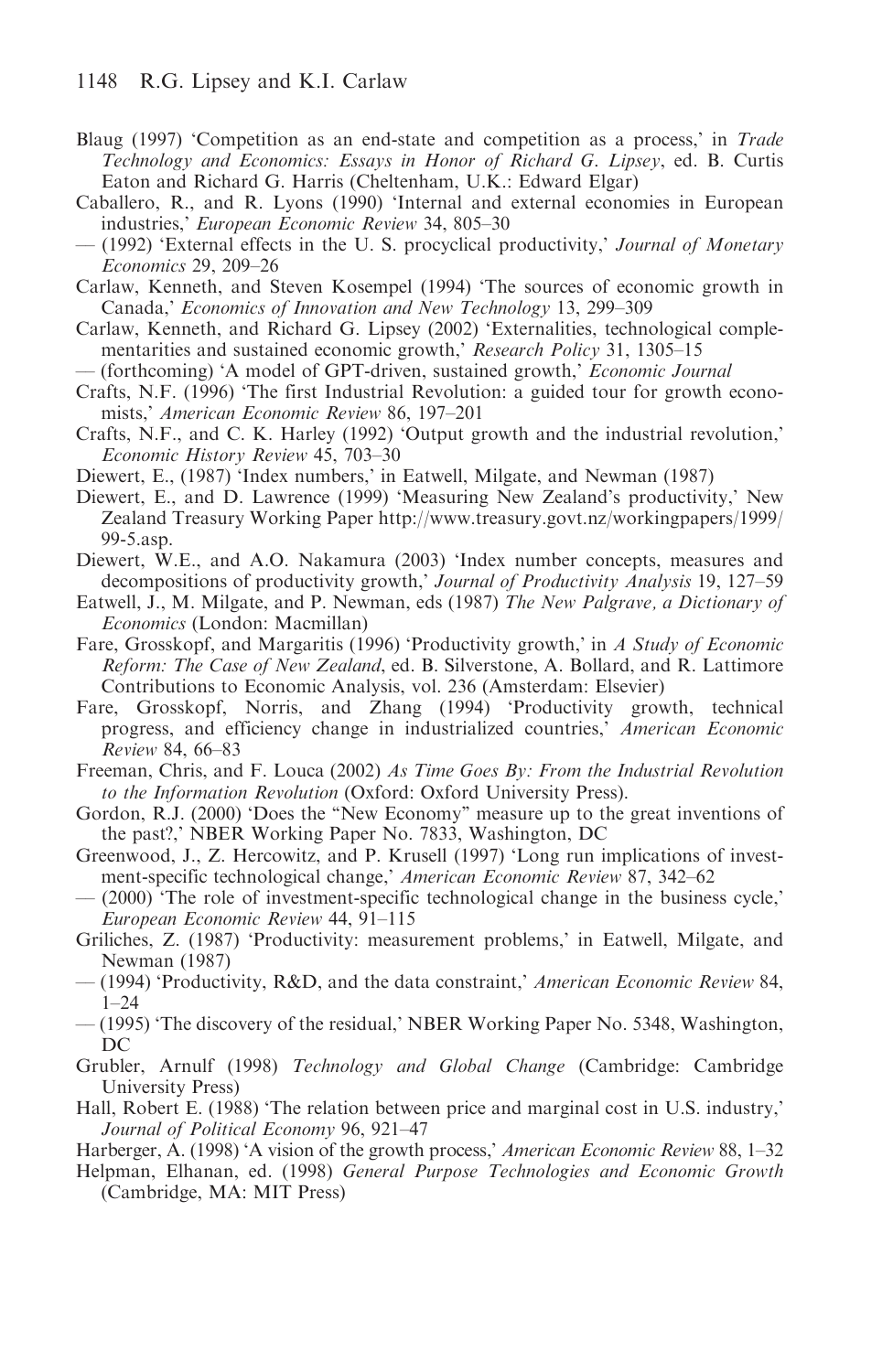Blaug (1997) 'Competition as an end-state and competition as a process,' in *Trade Technology and Economics: Essays in Honor of Richard G. Lipsey*, ed. B. Curtis Eaton and Richard G. Harris (Cheltenham, U.K.: Edward Elgar)

Caballero, R., and R. Lyons (1990) 'Internal and external economies in European industries,' *European Economic Review* 34, 805–30

— (1992) 'External effects in the U. S. procyclical productivity,' *Journal of Monetary Economics* 29, 209–26

Carlaw, Kenneth, and Steven Kosempel (1994) 'The sources of economic growth in Canada,' *Economics of Innovation and New Technology* 13, 299–309

Carlaw, Kenneth, and Richard G. Lipsey (2002) 'Externalities, technological complementarities and sustained economic growth,' *Research Policy* 31, 1305–15

— (forthcoming) 'A model of GPT-driven, sustained growth,' *Economic Journal*

Crafts, N.F. (1996) 'The first Industrial Revolution: a guided tour for growth economists,' *American Economic Review* 86, 197–201

Crafts, N.F., and C. K. Harley (1992) 'Output growth and the industrial revolution,' *Economic History Review* 45, 703–30

Diewert, E., (1987) 'Index numbers,' in Eatwell, Milgate, and Newman (1987)

Diewert, E., and D. Lawrence (1999) 'Measuring New Zealand's productivity,' New Zealand Treasury Working Paper http://www.treasury.govt.nz/workingpapers/1999/99-5.asp.

Diewert, W.E., and A.O. Nakamura (2003) 'Index number concepts, measures and decompositions of productivity growth,' *Journal of Productivity Analysis* 19, 127–59

Eatwell, J., M. Milgate, and P. Newman, eds (1987) *The New Palgrave, a Dictionary of Economics* (London: Macmillan)

Fare, Grosskopf, and Margaritis (1996) 'Productivity growth,' in *A Study of Economic Reform: The Case of New Zealand*, ed. B. Silverstone, A. Bollard, and R. Lattimore Contributions to Economic Analysis, vol. 236 (Amsterdam: Elsevier)

Fare, Grosskopf, Norris, and Zhang (1994) 'Productivity growth, technical progress, and efficiency change in industrialized countries,' *American Economic Review* 84, 66–83

Freeman, Chris, and F. Louca (2002) *As Time Goes By: From the Industrial Revolution to the Information Revolution* (Oxford: Oxford University Press).

Gordon, R.J. (2000) 'Does the "New Economy" measure up to the great inventions of the past?,' NBER Working Paper No. 7833, Washington, DC

Greenwood, J., Z. Hercowitz, and P. Krusell (1997) 'Long run implications of investment-specific technological change,' *American Economic Review* 87, 342–62

— (2000) 'The role of investment-specific technological change in the business cycle,' *European Economic Review* 44, 91–115

Griliches, Z. (1987) 'Productivity: measurement problems,' in Eatwell, Milgate, and Newman (1987)

— (1994) 'Productivity, R&D, and the data constraint,' *American Economic Review* 84, 1–24

— (1995) 'The discovery of the residual,' NBER Working Paper No. 5348, Washington, DC

Grubler, Arnulf (1998) *Technology and Global Change* (Cambridge: Cambridge University Press)

Hall, Robert E. (1988) 'The relation between price and marginal cost in U.S. industry,' *Journal of Political Economy* 96, 921–47

Harberger, A. (1998) 'A vision of the growth process,' *American Economic Review* 88, 1–32

Helpman, Elhanan, ed. (1998) *General Purpose Technologies and Economic Growth* (Cambridge, MA: MIT Press)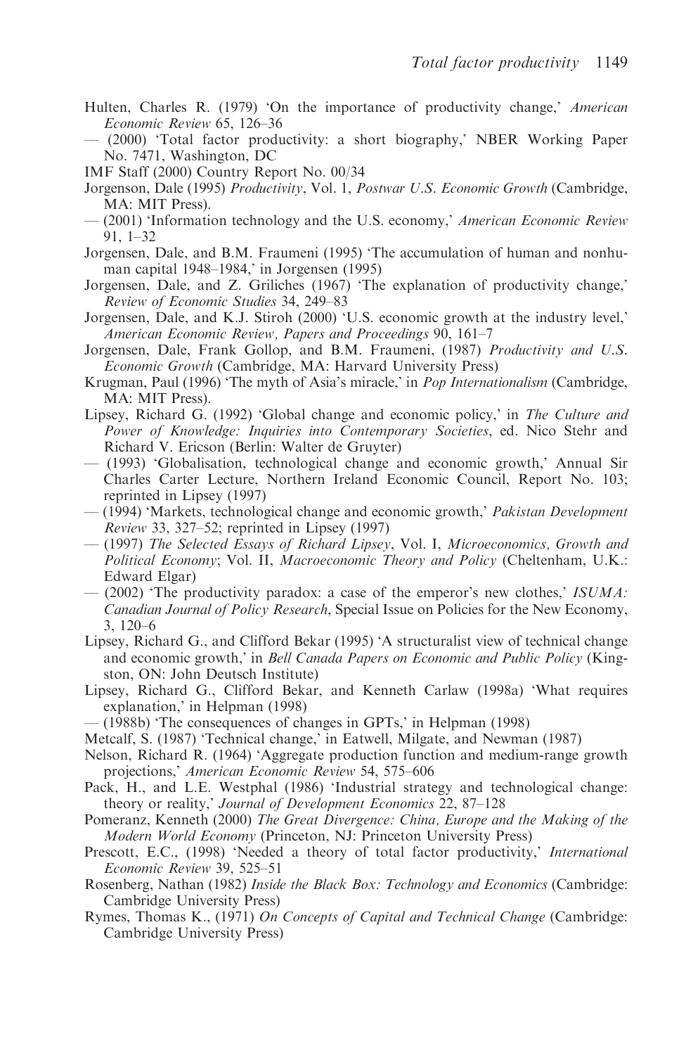Hulten, Charles R. (1979) 'On the importance of productivity change,' *American Economic Review* 65, 126–36

— (2000) 'Total factor productivity: a short biography,' NBER Working Paper No. 7471, Washington, DC

IMF Staff (2000) Country Report No. 00/34

Jorgenson, Dale (1995) *Productivity*, Vol. 1, *Postwar U.S. Economic Growth* (Cambridge, MA: MIT Press).

— (2001) 'Information technology and the U.S. economy,' *American Economic Review* 91, 1–32

Jorgensen, Dale, and B.M. Fraumeni (1995) 'The accumulation of human and nonhuman capital 1948–1984,' in Jorgensen (1995)

Jorgensen, Dale, and Z. Griliches (1967) 'The explanation of productivity change,' *Review of Economic Studies* 34, 249–83

Jorgensen, Dale, and K.J. Stiroh (2000) 'U.S. economic growth at the industry level,' *American Economic Review, Papers and Proceedings* 90, 161–7

Jorgensen, Dale, Frank Gollop, and B.M. Fraumeni, (1987) *Productivity and U.S. Economic Growth* (Cambridge, MA: Harvard University Press)

Krugman, Paul (1996) 'The myth of Asia's miracle,' in *Pop Internationalism* (Cambridge, MA: MIT Press).

Lipsey, Richard G. (1992) 'Global change and economic policy,' in *The Culture and Power of Knowledge: Inquiries into Contemporary Societies*, ed. Nico Stehr and Richard V. Ericson (Berlin: Walter de Gruyter)

— (1993) 'Globalisation, technological change and economic growth,' Annual Sir Charles Carter Lecture, Northern Ireland Economic Council, Report No. 103; reprinted in Lipsey (1997)

— (1994) 'Markets, technological change and economic growth,' *Pakistan Development Review* 33, 327–52; reprinted in Lipsey (1997)

— (1997) *The Selected Essays of Richard Lipsey*, Vol. I, *Microeconomics, Growth and Political Economy*; Vol. II, *Macroeconomic Theory and Policy* (Cheltenham, U.K.: Edward Elgar)

— (2002) 'The productivity paradox: a case of the emperor's new clothes,' *ISUMA: Canadian Journal of Policy Research*, Special Issue on Policies for the New Economy, 3, 120–6

Lipsey, Richard G., and Clifford Bekar (1995) 'A structuralist view of technical change and economic growth,' in *Bell Canada Papers on Economic and Public Policy* (Kingston, ON: John Deutsch Institute)

Lipsey, Richard G., Clifford Bekar, and Kenneth Carlaw (1998a) 'What requires explanation,' in Helpman (1998)

— (1988b) 'The consequences of changes in GPTs,' in Helpman (1998)

Metcalf, S. (1987) 'Technical change,' in Eatwell, Milgate, and Newman (1987)

Nelson, Richard R. (1964) 'Aggregate production function and medium-range growth projections,' *American Economic Review* 54, 575–606

Pack, H., and L.E. Westphal (1986) 'Industrial strategy and technological change: theory or reality,' *Journal of Development Economics* 22, 87–128

Pomeranz, Kenneth (2000) *The Great Divergence: China, Europe and the Making of the Modern World Economy* (Princeton, NJ: Princeton University Press)

Prescott, E.C., (1998) 'Needed a theory of total factor productivity,' *International Economic Review* 39, 525–51

Rosenberg, Nathan (1982) *Inside the Black Box: Technology and Economics* (Cambridge: Cambridge University Press)

Rymes, Thomas K., (1971) *On Concepts of Capital and Technical Change* (Cambridge: Cambridge University Press)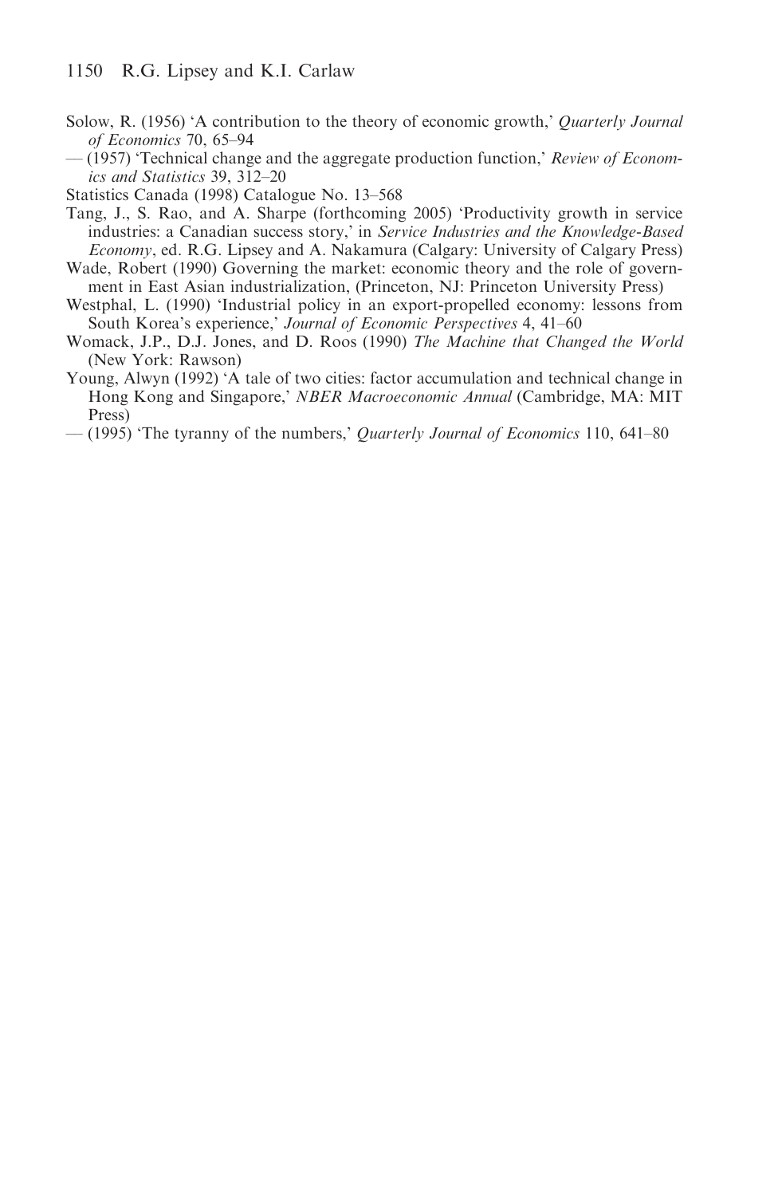Solow, R. (1956) 'A contribution to the theory of economic growth,' *Quarterly Journal of Economics* 70, 65–94

— (1957) 'Technical change and the aggregate production function,' *Review of Economics and Statistics* 39, 312–20

Statistics Canada (1998) Catalogue No. 13–568

Tang, J., S. Rao, and A. Sharpe (forthcoming 2005) 'Productivity growth in service industries: a Canadian success story,' in *Service Industries and the Knowledge-Based Economy*, ed. R.G. Lipsey and A. Nakamura (Calgary: University of Calgary Press)

Wade, Robert (1990) Governing the market: economic theory and the role of government in East Asian industrialization, (Princeton, NJ: Princeton University Press)

Westphal, L. (1990) 'Industrial policy in an export-propelled economy: lessons from South Korea's experience,' *Journal of Economic Perspectives* 4, 41–60

Womack, J.P., D.J. Jones, and D. Roos (1990) *The Machine that Changed the World* (New York: Rawson)

Young, Alwyn (1992) 'A tale of two cities: factor accumulation and technical change in Hong Kong and Singapore,' *NBER Macroeconomic Annual* (Cambridge, MA: MIT Press)

— (1995) 'The tyranny of the numbers,' *Quarterly Journal of Economics* 110, 641–80